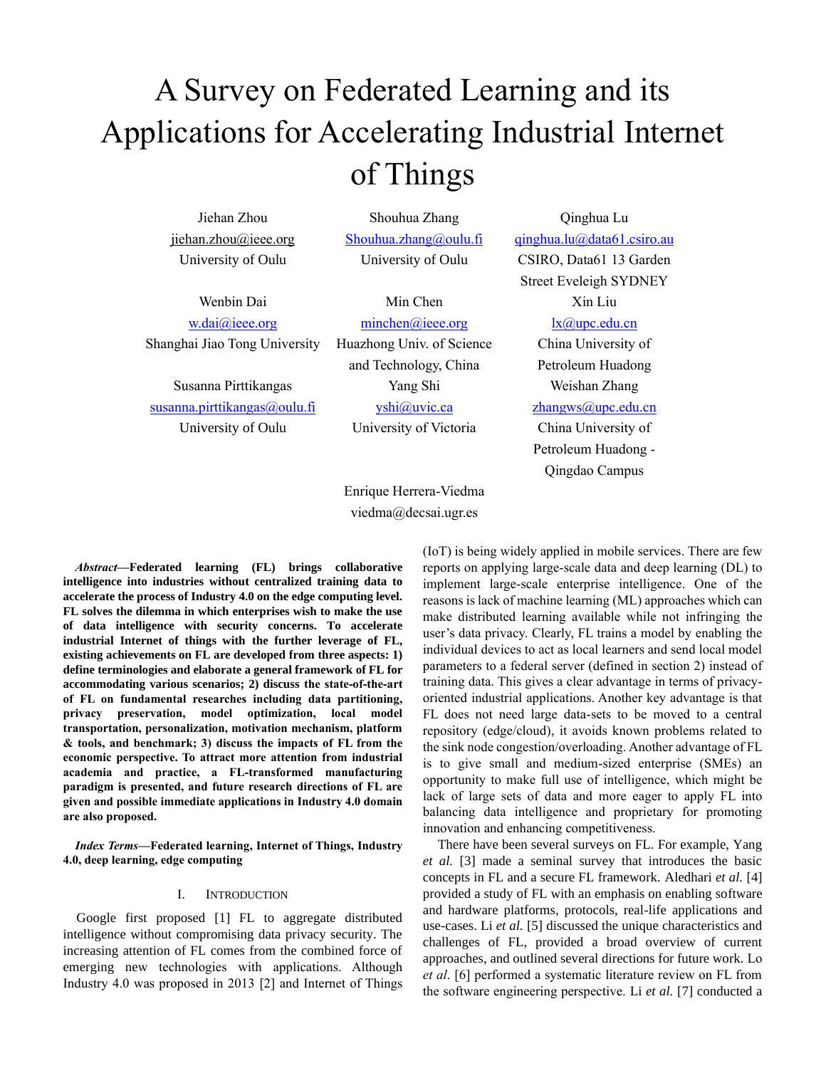# A Survey on Federated Learning and its Applications for Accelerating Industrial Internet of Things

Jiehan Zhou
jiehan.zhou@ieee.org
University of Oulu

Shouhua Zhang
Shouhua.zhang@oulu.fi
University of Oulu

Qinghua Lu
qinghua.lu@data61.csiro.au
CSIRO, Data61 13 Garden Street Eveleigh SYDNEY

Wenbin Dai
w.dai@ieee.org
Shanghai Jiao Tong University

Min Chen
minchen@ieee.org
Huazhong Univ. of Science and Technology, China

Xin Liu
lx@upc.edu.cn
China University of Petroleum Huadong

Susanna Pirttikangas
susanna.pirttikangas@oulu.fi
University of Oulu

Yang Shi
yshi@uvic.ca
University of Victoria

Weishan Zhang
zhangws@upc.edu.cn
China University of Petroleum Huadong - Qingdao Campus

Enrique Herrera-Viedma
viedma@decsai.ugr.es

***Abstract*—Federated learning (FL) brings collaborative intelligence into industries without centralized training data to accelerate the process of Industry 4.0 on the edge computing level. FL solves the dilemma in which enterprises wish to make the use of data intelligence with security concerns. To accelerate industrial Internet of things with the further leverage of FL, existing achievements on FL are developed from three aspects: 1) define terminologies and elaborate a general framework of FL for accommodating various scenarios; 2) discuss the state-of-the-art of FL on fundamental researches including data partitioning, privacy preservation, model optimization, local model transportation, personalization, motivation mechanism, platform & tools, and benchmark; 3) discuss the impacts of FL from the economic perspective. To attract more attention from industrial academia and practice, a FL-transformed manufacturing paradigm is presented, and future research directions of FL are given and possible immediate applications in Industry 4.0 domain are also proposed.**

***Index Terms*—Federated learning, Internet of Things, Industry 4.0, deep learning, edge computing**

## I. Introduction

Google first proposed [1] FL to aggregate distributed intelligence without compromising data privacy security. The increasing attention of FL comes from the combined force of emerging new technologies with applications. Although Industry 4.0 was proposed in 2013 [2] and Internet of Things (IoT) is being widely applied in mobile services. There are few reports on applying large-scale data and deep learning (DL) to implement large-scale enterprise intelligence. One of the reasons is lack of machine learning (ML) approaches which can make distributed learning available while not infringing the user's data privacy. Clearly, FL trains a model by enabling the individual devices to act as local learners and send local model parameters to a federal server (defined in section 2) instead of training data. This gives a clear advantage in terms of privacy-oriented industrial applications. Another key advantage is that FL does not need large data-sets to be moved to a central repository (edge/cloud), it avoids known problems related to the sink node congestion/overloading. Another advantage of FL is to give small and medium-sized enterprise (SMEs) an opportunity to make full use of intelligence, which might be lack of large sets of data and more eager to apply FL into balancing data intelligence and proprietary for promoting innovation and enhancing competitiveness.

There have been several surveys on FL. For example, Yang *et al.* [3] made a seminal survey that introduces the basic concepts in FL and a secure FL framework. Aledhari *et al.* [4] provided a study of FL with an emphasis on enabling software and hardware platforms, protocols, real-life applications and use-cases. Li *et al.* [5] discussed the unique characteristics and challenges of FL, provided a broad overview of current approaches, and outlined several directions for future work. Lo *et al.* [6] performed a systematic literature review on FL from the software engineering perspective. Li *et al.* [7] conducted a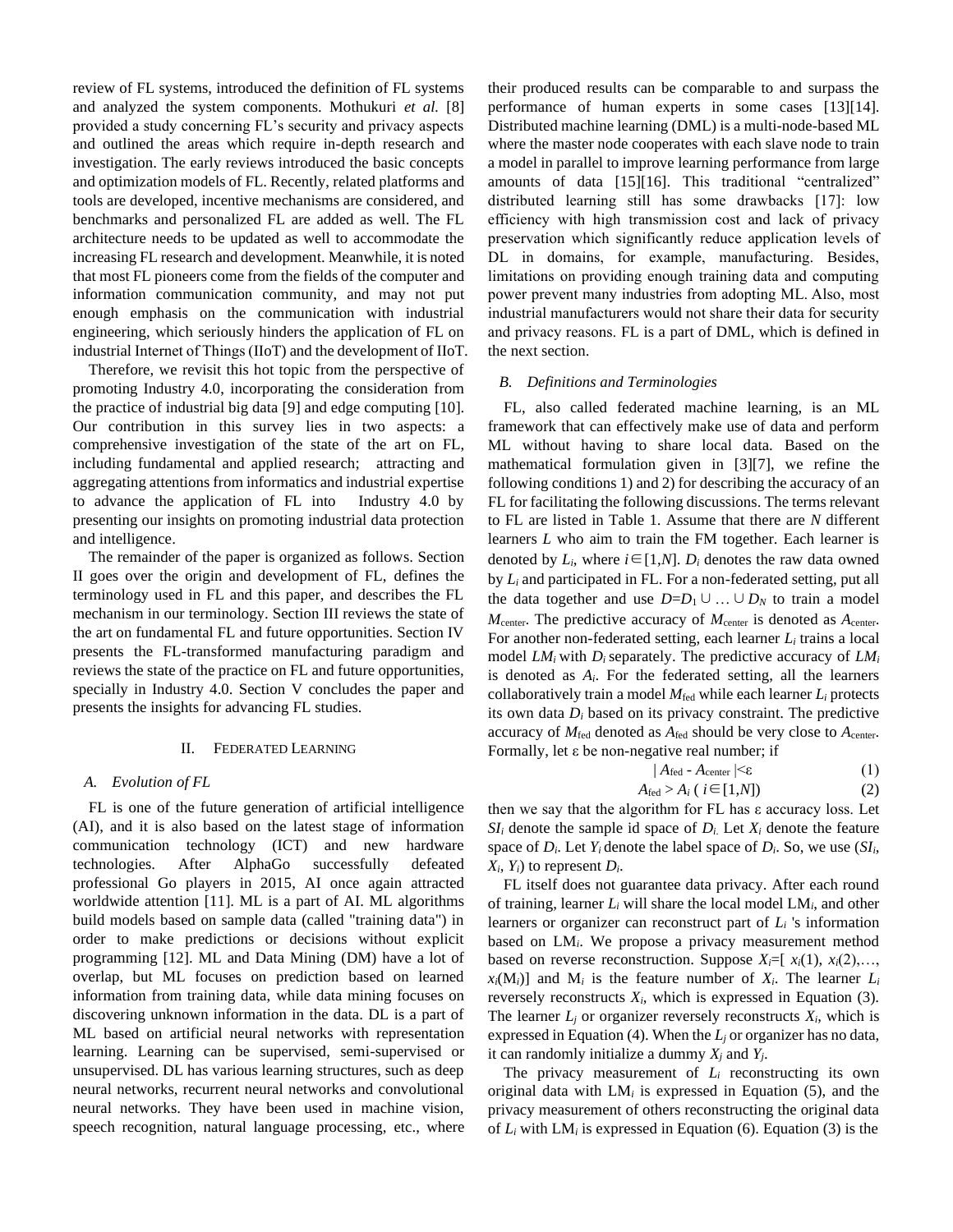review of FL systems, introduced the definition of FL systems and analyzed the system components. Mothukuri *et al.* [8] provided a study concerning FL's security and privacy aspects and outlined the areas which require in-depth research and investigation. The early reviews introduced the basic concepts and optimization models of FL. Recently, related platforms and tools are developed, incentive mechanisms are considered, and benchmarks and personalized FL are added as well. The FL architecture needs to be updated as well to accommodate the increasing FL research and development. Meanwhile, it is noted that most FL pioneers come from the fields of the computer and information communication community, and may not put enough emphasis on the communication with industrial engineering, which seriously hinders the application of FL on industrial Internet of Things (IIoT) and the development of IIoT.

Therefore, we revisit this hot topic from the perspective of promoting Industry 4.0, incorporating the consideration from the practice of industrial big data [9] and edge computing [10]. Our contribution in this survey lies in two aspects: a comprehensive investigation of the state of the art on FL, including fundamental and applied research; attracting and aggregating attentions from informatics and industrial expertise to advance the application of FL into Industry 4.0 by presenting our insights on promoting industrial data protection and intelligence.

The remainder of the paper is organized as follows. Section II goes over the origin and development of FL, defines the terminology used in FL and this paper, and describes the FL mechanism in our terminology. Section III reviews the state of the art on fundamental FL and future opportunities. Section IV presents the FL-transformed manufacturing paradigm and reviews the state of the practice on FL and future opportunities, specially in Industry 4.0. Section V concludes the paper and presents the insights for advancing FL studies.

## II. Federated Learning

### A. Evolution of FL

FL is one of the future generation of artificial intelligence (AI), and it is also based on the latest stage of information communication technology (ICT) and new hardware technologies. After AlphaGo successfully defeated professional Go players in 2015, AI once again attracted worldwide attention [11]. ML is a part of AI. ML algorithms build models based on sample data (called "training data") in order to make predictions or decisions without explicit programming [12]. ML and Data Mining (DM) have a lot of overlap, but ML focuses on prediction based on learned information from training data, while data mining focuses on discovering unknown information in the data. DL is a part of ML based on artificial neural networks with representation learning. Learning can be supervised, semi-supervised or unsupervised. DL has various learning structures, such as deep neural networks, recurrent neural networks and convolutional neural networks. They have been used in machine vision, speech recognition, natural language processing, etc., where their produced results can be comparable to and surpass the performance of human experts in some cases [13][14]. Distributed machine learning (DML) is a multi-node-based ML where the master node cooperates with each slave node to train a model in parallel to improve learning performance from large amounts of data [15][16]. This traditional "centralized" distributed learning still has some drawbacks [17]: low efficiency with high transmission cost and lack of privacy preservation which significantly reduce application levels of DL in domains, for example, manufacturing. Besides, limitations on providing enough training data and computing power prevent many industries from adopting ML. Also, most industrial manufacturers would not share their data for security and privacy reasons. FL is a part of DML, which is defined in the next section.

### B. Definitions and Terminologies

FL, also called federated machine learning, is an ML framework that can effectively make use of data and perform ML without having to share local data. Based on the mathematical formulation given in [3][7], we refine the following conditions 1) and 2) for describing the accuracy of an FL for facilitating the following discussions. The terms relevant to FL are listed in Table 1. Assume that there are $N$ different learners $L$ who aim to train the FM together. Each learner is denoted by $L_i$, where $i\in[1,N]$. $D_i$ denotes the raw data owned by $L_i$ and participated in FL. For a non-federated setting, put all the data together and use $D=D_1 \cup \ldots \cup D_N$ to train a model $M_{\text{center}}$. The predictive accuracy of $M_{\text{center}}$ is denoted as $A_{\text{center}}$. For another non-federated setting, each learner $L_i$ trains a local model $LM_i$ with $D_i$ separately. The predictive accuracy of $LM_i$ is denoted as $A_i$. For the federated setting, all the learners collaboratively train a model $M_{\text{fed}}$ while each learner $L_i$ protects its own data $D_i$ based on its privacy constraint. The predictive accuracy of $M_{\text{fed}}$ denoted as $A_{\text{fed}}$ should be very close to $A_{\text{center}}$. Formally, let ε be non-negative real number; if

$$| A_{\text{fed}} - A_{\text{center}} | < \varepsilon \tag{1}$$

$$A_{\text{fed}} > A_i \ ( i\in[1,N]) \tag{2}$$

then we say that the algorithm for FL has ε accuracy loss. Let $SI_i$ denote the sample id space of $D_i$. Let $X_i$ denote the feature space of $D_i$. Let $Y_i$ denote the label space of $D_i$. So, we use $(SI_i, X_i, Y_i)$ to represent $D_i$.

FL itself does not guarantee data privacy. After each round of training, learner $L_i$ will share the local model $\text{LM}_i$, and other learners or organizer can reconstruct part of $L_i$ 's information based on $\text{LM}_i$. We propose a privacy measurement method based on reverse reconstruction. Suppose $X_i=[ x_i(1), x_i(2),\ldots, x_i(\text{M}_i)]$ and $\text{M}_i$ is the feature number of $X_i$. The learner $L_i$ reversely reconstructs $X_i$, which is expressed in Equation (3). The learner $L_j$ or organizer reversely reconstructs $X_i$, which is expressed in Equation (4). When the $L_j$ or organizer has no data, it can randomly initialize a dummy $X_j$ and $Y_j$.

The privacy measurement of $L_i$ reconstructing its own original data with $\text{LM}_i$ is expressed in Equation (5), and the privacy measurement of others reconstructing the original data of $L_i$ with $\text{LM}_i$ is expressed in Equation (6). Equation (3) is the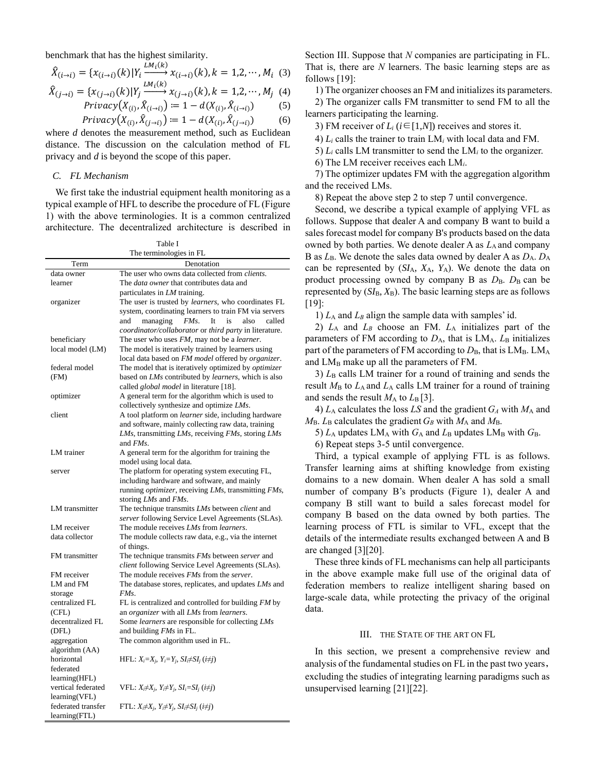benchmark that has the highest similarity.

$$\hat{X}_{(i\to i)} = \{x_{(i\to i)}(k) | Y_i \xrightarrow{LM_i(k)} x_{(i\to i)}(k), k = 1,2,\cdots, M_i \} \quad (3)$$

$$\hat{X}_{(j\to i)} = \{x_{(j\to i)}(k) | Y_j \xrightarrow{LM_i(k)} x_{(j\to i)}(k), k = 1,2,\cdots, M_j \} \quad (4)$$

$$Privacy(X_{(i)}, \hat{X}_{(i\to i)}) := 1 - d(X_{(i)}, \hat{X}_{(i\to i)}) \quad (5)$$

$$Privacy(X_{(i)}, \hat{X}_{(j\to i)}) := 1 - d(X_{(i)}, \hat{X}_{(j\to i)}) \quad (6)$$

where $d$ denotes the measurement method, such as Euclidean distance. The discussion on the calculation method of FL privacy and $d$ is beyond the scope of this paper.

### C. FL Mechanism

We first take the industrial equipment health monitoring as a typical example of HFL to describe the procedure of FL (Figure 1) with the above terminologies. It is a common centralized architecture. The decentralized architecture is described in Section III. Suppose that $N$ companies are participating in FL. That is, there are $N$ learners. The basic learning steps are as follows [19]:

1) The organizer chooses an FM and initializes its parameters.

2) The organizer calls FM transmitter to send FM to all the learners participating the learning.

3) FM receiver of $L_i$ ($i\in[1,N]$) receives and stores it.

4) $L_i$ calls the trainer to train $LM_i$ with local data and FM.

5) $L_i$ calls LM transmitter to send the $LM_i$ to the organizer.

6) The LM receiver receives each $LM_i$.

7) The optimizer updates FM with the aggregation algorithm and the received LMs.

8) Repeat the above step 2 to step 7 until convergence.

Second, we describe a typical example of applying VFL as follows. Suppose that dealer A and company B want to build a sales forecast model for company B's products based on the data owned by both parties. We denote dealer A as $L_A$ and company B as $L_B$. We denote the sales data owned by dealer A as $D_A$. $D_A$ can be represented by ($SI_A$, $X_A$, $Y_A$). We denote the data on product processing owned by company B as $D_B$. $D_B$ can be represented by ($SI_B$, $X_B$). The basic learning steps are as follows [19]:

1) $L_A$ and $L_B$ align the sample data with samples' id.

2) $L_A$ and $L_B$ choose an FM. $L_A$ initializes part of the parameters of FM according to $D_A$, that is $LM_A$. $L_B$ initializes part of the parameters of FM according to $D_B$, that is $LM_B$. $LM_A$ and $LM_B$ make up all the parameters of FM.

3) $L_B$ calls LM trainer for a round of training and sends the result $M_B$ to $L_A$ and $L_A$ calls LM trainer for a round of training and sends the result $M_A$ to $L_B$ [3].

4) $L_A$ calculates the loss $LS$ and the gradient $G_A$ with $M_A$ and $M_B$. $L_B$ calculates the gradient $G_B$ with $M_A$ and $M_B$.

5) $L_A$ updates $LM_A$ with $G_A$ and $L_B$ updates $LM_B$ with $G_B$.

6) Repeat steps 3-5 until convergence.

Third, a typical example of applying FTL is as follows. Transfer learning aims at shifting knowledge from existing domains to a new domain. When dealer A has sold a small number of company B's products (Figure 1), dealer A and company B still want to build a sales forecast model for company B based on the data owned by both parties. The learning process of FTL is similar to VFL, except that the details of the intermediate results exchanged between A and B are changed [3][20].

These three kinds of FL mechanisms can help all participants in the above example make full use of the original data of federation members to realize intelligent sharing based on large-scale data, while protecting the privacy of the original data.

Table I
The terminologies in FL

| Term | Denotation |
|---|---|
| data owner | The user who owns data collected from *clients*. |
| learner | The *data owner* that contributes data and particulates in *LM* training. |
| organizer | The user is trusted by *learners*, who coordinates FL system, coordinating learners to train FM via servers and managing *FMs*. It is also called *coordinator/collaborator* or *third party* in literature. |
| beneficiary | The user who uses *FM*, may not be a *learner*. |
| local model (LM) | The model is iteratively trained by learners using local data based on *FM model* offered by *organizer*. |
| federal model (FM) | The model that is iteratively optimized by *optimizer* based on *LMs* contributed by *learners*, which is also called *global model* in literature [18]. |
| optimizer | A general term for the algorithm which is used to collectively synthesize and optimize *LMs*. |
| client | A tool platform on *learner* side, including hardware and software, mainly collecting raw data, training *LMs*, transmitting *LMs*, receiving *FMs*, storing *LMs* and *FMs*. |
| LM trainer | A general term for the algorithm for training the model using local data. |
| server | The platform for operating system executing FL, including hardware and software, and mainly running *optimizer*, receiving *LMs*, transmitting *FMs*, storing *LMs* and *FMs*. |
| LM transmitter | The technique transmits *LMs* between *client* and *server* following Service Level Agreements (SLAs). |
| LM receiver | The module receives *LMs* from *learners*. |
| data collector | The module collects raw data, e.g., via the internet of things. |
| FM transmitter | The technique transmits *FMs* between *server* and *client* following Service Level Agreements (SLAs). |
| FM receiver | The module receives *FMs* from the *server*. |
| LM and FM storage | The database stores, replicates, and updates *LMs* and *FMs*. |
| centralized FL (CFL) | FL is centralized and controlled for building *FM* by an *organizer* with all *LMs* from *learners*. |
| decentralized FL (DFL) | Some *learners* are responsible for collecting *LMs* and building *FMs* in FL. |
| aggregation algorithm (AA) | The common algorithm used in FL. |
| horizontal federated learning(HFL) | HFL: $X_i=X_j$, $Y_i=Y_j$, $SI_i\neq SI_j$ ($i\neq j$) |
| vertical federated learning(VFL) | VFL: $X_i\neq X_j$, $Y_i\neq Y_j$, $SI_i=SI_j$ ($i\neq j$) |
| federated transfer learning(FTL) | FTL: $X_i\neq X_j$, $Y_i\neq Y_j$, $SI_i\neq SI_j$ ($i\neq j$) |

## III. THE STATE OF THE ART ON FL

In this section, we present a comprehensive review and analysis of the fundamental studies on FL in the past two years, excluding the studies of integrating learning paradigms such as unsupervised learning [21][22].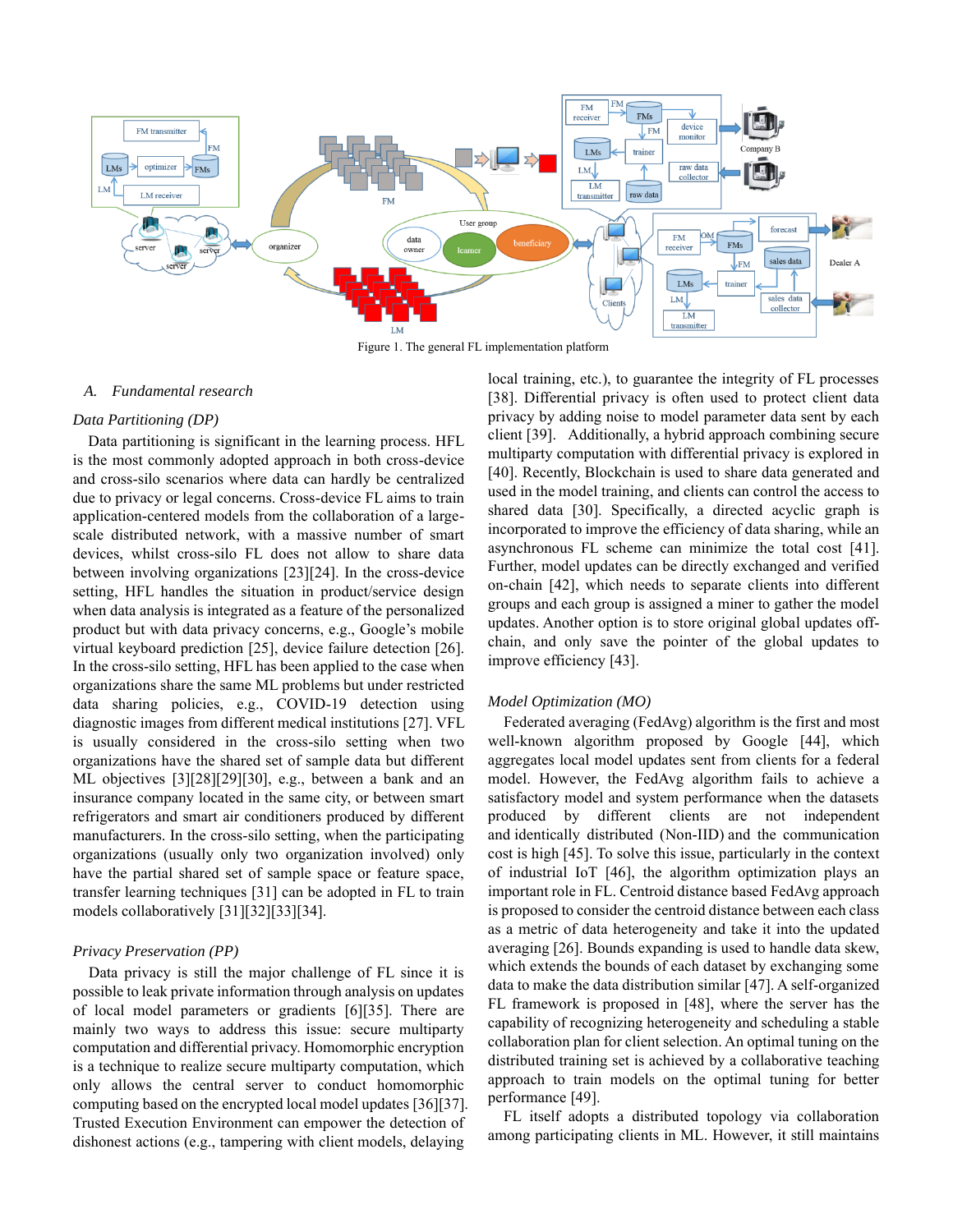Figure 1. The general FL implementation platform

### A. Fundamental research

*Data Partitioning (DP)*

Data partitioning is significant in the learning process. HFL is the most commonly adopted approach in both cross-device and cross-silo scenarios where data can hardly be centralized due to privacy or legal concerns. Cross-device FL aims to train application-centered models from the collaboration of a large-scale distributed network, with a massive number of smart devices, whilst cross-silo FL does not allow to share data between involving organizations [23][24]. In the cross-device setting, HFL handles the situation in product/service design when data analysis is integrated as a feature of the personalized product but with data privacy concerns, e.g., Google's mobile virtual keyboard prediction [25], device failure detection [26]. In the cross-silo setting, HFL has been applied to the case when organizations share the same ML problems but under restricted data sharing policies, e.g., COVID-19 detection using diagnostic images from different medical institutions [27]. VFL is usually considered in the cross-silo setting when two organizations have the shared set of sample data but different ML objectives [3][28][29][30], e.g., between a bank and an insurance company located in the same city, or between smart refrigerators and smart air conditioners produced by different manufacturers. In the cross-silo setting, when the participating organizations (usually only two organization involved) only have the partial shared set of sample space or feature space, transfer learning techniques [31] can be adopted in FL to train models collaboratively [31][32][33][34].

*Privacy Preservation (PP)*

Data privacy is still the major challenge of FL since it is possible to leak private information through analysis on updates of local model parameters or gradients [6][35]. There are mainly two ways to address this issue: secure multiparty computation and differential privacy. Homomorphic encryption is a technique to realize secure multiparty computation, which only allows the central server to conduct homomorphic computing based on the encrypted local model updates [36][37]. Trusted Execution Environment can empower the detection of dishonest actions (e.g., tampering with client models, delaying local training, etc.), to guarantee the integrity of FL processes [38]. Differential privacy is often used to protect client data privacy by adding noise to model parameter data sent by each client [39]. Additionally, a hybrid approach combining secure multiparty computation with differential privacy is explored in [40]. Recently, Blockchain is used to share data generated and used in the model training, and clients can control the access to shared data [30]. Specifically, a directed acyclic graph is incorporated to improve the efficiency of data sharing, while an asynchronous FL scheme can minimize the total cost [41]. Further, model updates can be directly exchanged and verified on-chain [42], which needs to separate clients into different groups and each group is assigned a miner to gather the model updates. Another option is to store original global updates off-chain, and only save the pointer of the global updates to improve efficiency [43].

*Model Optimization (MO)*

Federated averaging (FedAvg) algorithm is the first and most well-known algorithm proposed by Google [44], which aggregates local model updates sent from clients for a federal model. However, the FedAvg algorithm fails to achieve a satisfactory model and system performance when the datasets produced by different clients are not independent and identically distributed (Non-IID) and the communication cost is high [45]. To solve this issue, particularly in the context of industrial IoT [46], the algorithm optimization plays an important role in FL. Centroid distance based FedAvg approach is proposed to consider the centroid distance between each class as a metric of data heterogeneity and take it into the updated averaging [26]. Bounds expanding is used to handle data skew, which extends the bounds of each dataset by exchanging some data to make the data distribution similar [47]. A self-organized FL framework is proposed in [48], where the server has the capability of recognizing heterogeneity and scheduling a stable collaboration plan for client selection. An optimal tuning on the distributed training set is achieved by a collaborative teaching approach to train models on the optimal tuning for better performance [49].

FL itself adopts a distributed topology via collaboration among participating clients in ML. However, it still maintains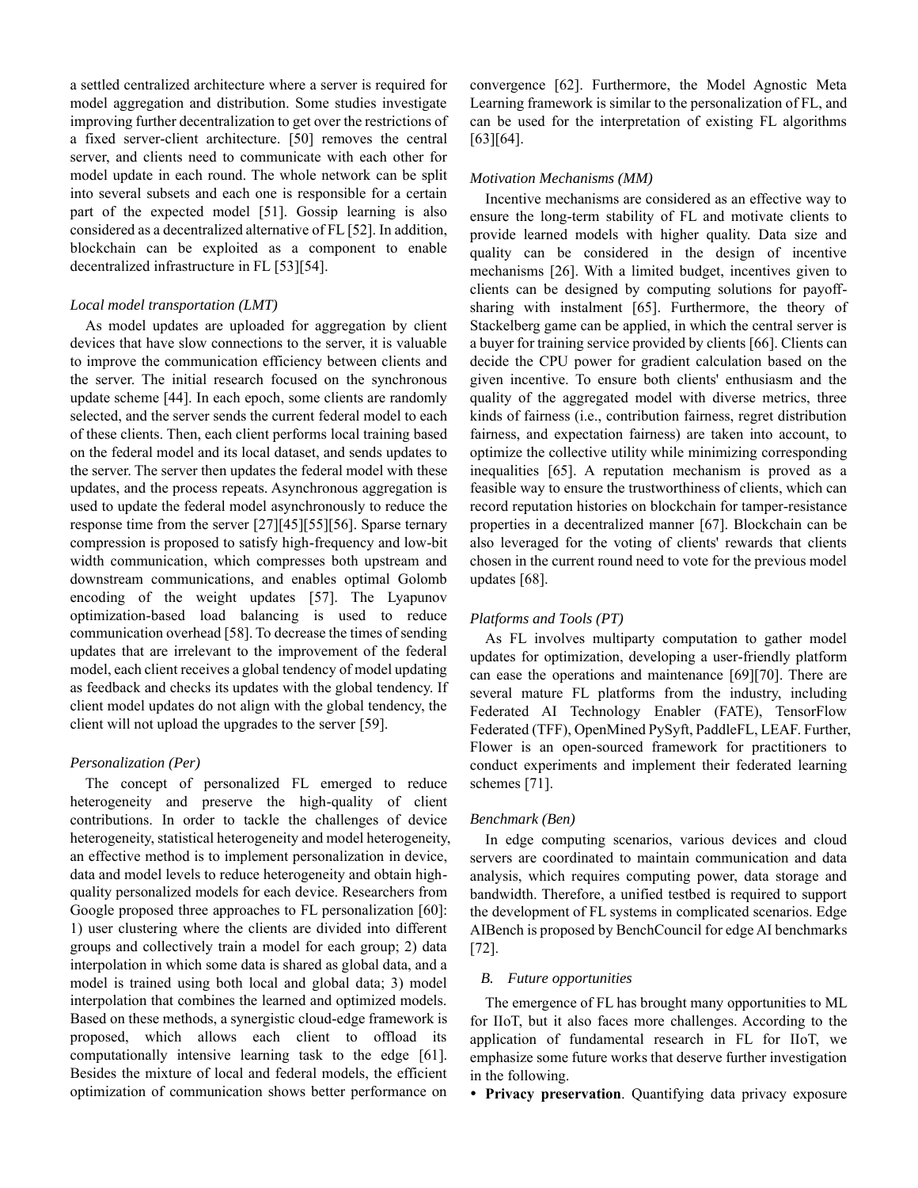a settled centralized architecture where a server is required for model aggregation and distribution. Some studies investigate improving further decentralization to get over the restrictions of a fixed server-client architecture. [50] removes the central server, and clients need to communicate with each other for model update in each round. The whole network can be split into several subsets and each one is responsible for a certain part of the expected model [51]. Gossip learning is also considered as a decentralized alternative of FL [52]. In addition, blockchain can be exploited as a component to enable decentralized infrastructure in FL [53][54].

*Local model transportation (LMT)*

As model updates are uploaded for aggregation by client devices that have slow connections to the server, it is valuable to improve the communication efficiency between clients and the server. The initial research focused on the synchronous update scheme [44]. In each epoch, some clients are randomly selected, and the server sends the current federal model to each of these clients. Then, each client performs local training based on the federal model and its local dataset, and sends updates to the server. The server then updates the federal model with these updates, and the process repeats. Asynchronous aggregation is used to update the federal model asynchronously to reduce the response time from the server [27][45][55][56]. Sparse ternary compression is proposed to satisfy high-frequency and low-bit width communication, which compresses both upstream and downstream communications, and enables optimal Golomb encoding of the weight updates [57]. The Lyapunov optimization-based load balancing is used to reduce communication overhead [58]. To decrease the times of sending updates that are irrelevant to the improvement of the federal model, each client receives a global tendency of model updating as feedback and checks its updates with the global tendency. If client model updates do not align with the global tendency, the client will not upload the upgrades to the server [59].

*Personalization (Per)*

The concept of personalized FL emerged to reduce heterogeneity and preserve the high-quality of client contributions. In order to tackle the challenges of device heterogeneity, statistical heterogeneity and model heterogeneity, an effective method is to implement personalization in device, data and model levels to reduce heterogeneity and obtain high-quality personalized models for each device. Researchers from Google proposed three approaches to FL personalization [60]: 1) user clustering where the clients are divided into different groups and collectively train a model for each group; 2) data interpolation in which some data is shared as global data, and a model is trained using both local and global data; 3) model interpolation that combines the learned and optimized models. Based on these methods, a synergistic cloud-edge framework is proposed, which allows each client to offload its computationally intensive learning task to the edge [61]. Besides the mixture of local and federal models, the efficient optimization of communication shows better performance on convergence [62]. Furthermore, the Model Agnostic Meta Learning framework is similar to the personalization of FL, and can be used for the interpretation of existing FL algorithms [63][64].

*Motivation Mechanisms (MM)*

Incentive mechanisms are considered as an effective way to ensure the long-term stability of FL and motivate clients to provide learned models with higher quality. Data size and quality can be considered in the design of incentive mechanisms [26]. With a limited budget, incentives given to clients can be designed by computing solutions for payoff-sharing with instalment [65]. Furthermore, the theory of Stackelberg game can be applied, in which the central server is a buyer for training service provided by clients [66]. Clients can decide the CPU power for gradient calculation based on the given incentive. To ensure both clients' enthusiasm and the quality of the aggregated model with diverse metrics, three kinds of fairness (i.e., contribution fairness, regret distribution fairness, and expectation fairness) are taken into account, to optimize the collective utility while minimizing corresponding inequalities [65]. A reputation mechanism is proved as a feasible way to ensure the trustworthiness of clients, which can record reputation histories on blockchain for tamper-resistance properties in a decentralized manner [67]. Blockchain can be also leveraged for the voting of clients' rewards that clients chosen in the current round need to vote for the previous model updates [68].

*Platforms and Tools (PT)*

As FL involves multiparty computation to gather model updates for optimization, developing a user-friendly platform can ease the operations and maintenance [69][70]. There are several mature FL platforms from the industry, including Federated AI Technology Enabler (FATE), TensorFlow Federated (TFF), OpenMined PySyft, PaddleFL, LEAF. Further, Flower is an open-sourced framework for practitioners to conduct experiments and implement their federated learning schemes [71].

*Benchmark (Ben)*

In edge computing scenarios, various devices and cloud servers are coordinated to maintain communication and data analysis, which requires computing power, data storage and bandwidth. Therefore, a unified testbed is required to support the development of FL systems in complicated scenarios. Edge AIBench is proposed by BenchCouncil for edge AI benchmarks [72].

### *B. Future opportunities*

The emergence of FL has brought many opportunities to ML for IIoT, but it also faces more challenges. According to the application of fundamental research in FL for IIoT, we emphasize some future works that deserve further investigation in the following.

- **Privacy preservation**. Quantifying data privacy exposure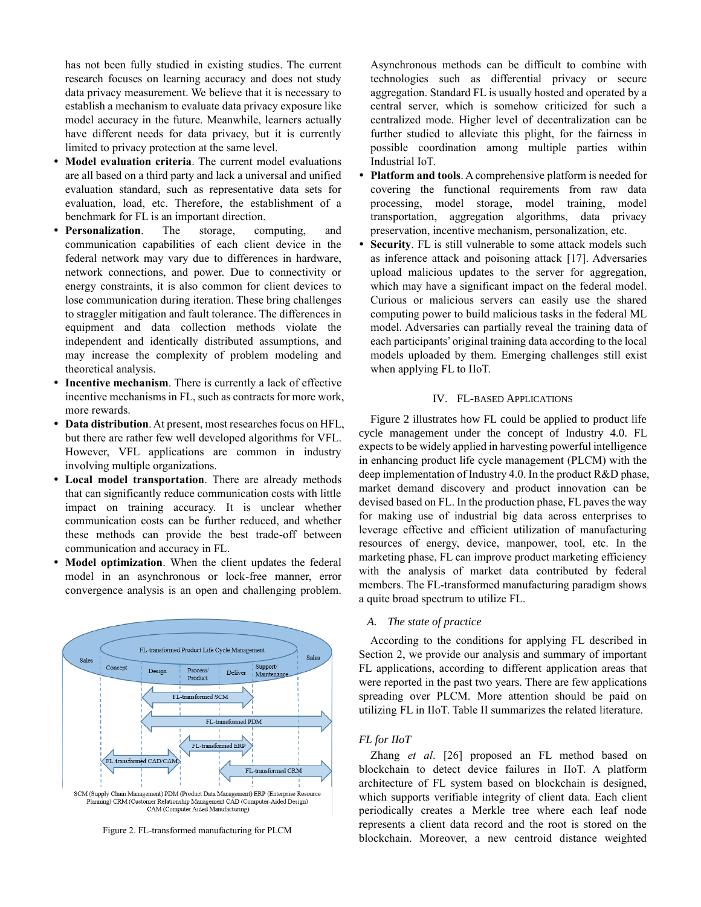has not been fully studied in existing studies. The current research focuses on learning accuracy and does not study data privacy measurement. We believe that it is necessary to establish a mechanism to evaluate data privacy exposure like model accuracy in the future. Meanwhile, learners actually have different needs for data privacy, but it is currently limited to privacy protection at the same level.

- **Model evaluation criteria**. The current model evaluations are all based on a third party and lack a universal and unified evaluation standard, such as representative data sets for evaluation, load, etc. Therefore, the establishment of a benchmark for FL is an important direction.
- **Personalization**. The storage, computing, and communication capabilities of each client device in the federal network may vary due to differences in hardware, network connections, and power. Due to connectivity or energy constraints, it is also common for client devices to lose communication during iteration. These bring challenges to straggler mitigation and fault tolerance. The differences in equipment and data collection methods violate the independent and identically distributed assumptions, and may increase the complexity of problem modeling and theoretical analysis.
- **Incentive mechanism**. There is currently a lack of effective incentive mechanisms in FL, such as contracts for more work, more rewards.
- **Data distribution**. At present, most researches focus on HFL, but there are rather few well developed algorithms for VFL. However, VFL applications are common in industry involving multiple organizations.
- **Local model transportation**. There are already methods that can significantly reduce communication costs with little impact on training accuracy. It is unclear whether communication costs can be further reduced, and whether these methods can provide the best trade-off between communication and accuracy in FL.
- **Model optimization**. When the client updates the federal model in an asynchronous or lock-free manner, error convergence analysis is an open and challenging problem. Asynchronous methods can be difficult to combine with technologies such as differential privacy or secure aggregation. Standard FL is usually hosted and operated by a central server, which is somehow criticized for such a centralized mode. Higher level of decentralization can be further studied to alleviate this plight, for the fairness in possible coordination among multiple parties within Industrial IoT.
- **Platform and tools**. A comprehensive platform is needed for covering the functional requirements from raw data processing, model storage, model training, model transportation, aggregation algorithms, data privacy preservation, incentive mechanism, personalization, etc.
- **Security**. FL is still vulnerable to some attack models such as inference attack and poisoning attack [17]. Adversaries upload malicious updates to the server for aggregation, which may have a significant impact on the federal model. Curious or malicious servers can easily use the shared computing power to build malicious tasks in the federal ML model. Adversaries can partially reveal the training data of each participants' original training data according to the local models uploaded by them. Emerging challenges still exist when applying FL to IIoT.

Figure 2. FL-transformed manufacturing for PLCM

## IV. FL-based Applications

Figure 2 illustrates how FL could be applied to product life cycle management under the concept of Industry 4.0. FL expects to be widely applied in harvesting powerful intelligence in enhancing product life cycle management (PLCM) with the deep implementation of Industry 4.0. In the product R&D phase, market demand discovery and product innovation can be devised based on FL. In the production phase, FL paves the way for making use of industrial big data across enterprises to leverage effective and efficient utilization of manufacturing resources of energy, device, manpower, tool, etc. In the marketing phase, FL can improve product marketing efficiency with the analysis of market data contributed by federal members. The FL-transformed manufacturing paradigm shows a quite broad spectrum to utilize FL.

### A. *The state of practice*

According to the conditions for applying FL described in Section 2, we provide our analysis and summary of important FL applications, according to different application areas that were reported in the past two years. There are few applications spreading over PLCM. More attention should be paid on utilizing FL in IIoT. Table II summarizes the related literature.

#### *FL for IIoT*

Zhang *et al*. [26] proposed an FL method based on blockchain to detect device failures in IIoT. A platform architecture of FL system based on blockchain is designed, which supports verifiable integrity of client data. Each client periodically creates a Merkle tree where each leaf node represents a client data record and the root is stored on the blockchain. Moreover, a new centroid distance weighted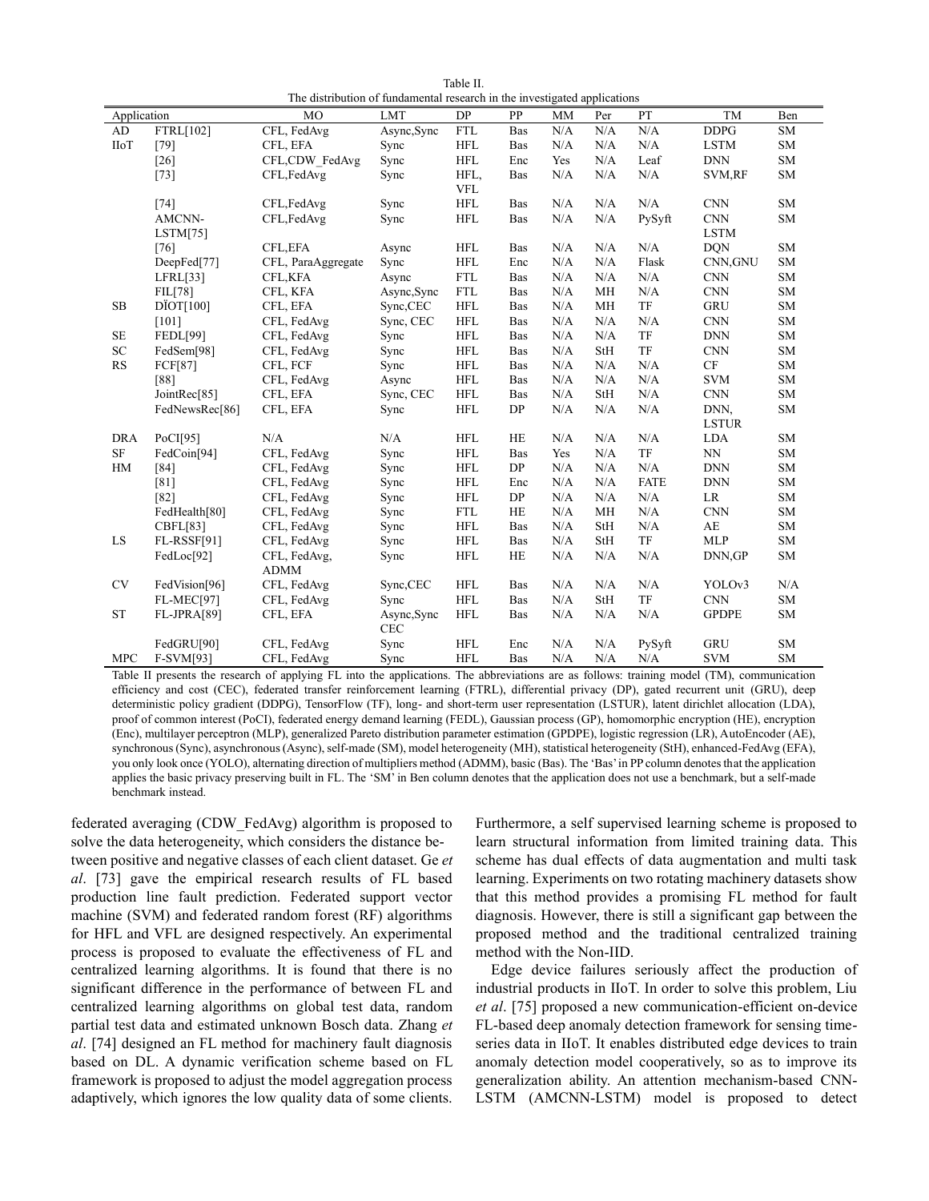Table II.
The distribution of fundamental research in the investigated applications

| Application | | MO | LMT | DP | PP | MM | Per | PT | TM | Ben |
|---|---|---|---|---|---|---|---|---|---|---|
| AD | FTRL[102] | CFL, FedAvg | Async,Sync | FTL | Bas | N/A | N/A | N/A | DDPG | SM |
| IIoT | [79] | CFL, EFA | Sync | HFL | Bas | N/A | N/A | N/A | LSTM | SM |
| | [26] | CFL,CDW_FedAvg | Sync | HFL | Enc | Yes | N/A | Leaf | DNN | SM |
| | [73] | CFL,FedAvg | Sync | HFL, VFL | Bas | N/A | N/A | N/A | SVM,RF | SM |
| | [74] | CFL,FedAvg | Sync | HFL | Bas | N/A | N/A | N/A | CNN | SM |
| | AMCNN-LSTM[75] | CFL,FedAvg | Sync | HFL | Bas | N/A | N/A | PySyft | CNN LSTM | SM |
| | [76] | CFL,EFA | Async | HFL | Bas | N/A | N/A | N/A | DQN | SM |
| | DeepFed[77] | CFL, ParaAggregate | Sync | HFL | Enc | N/A | N/A | Flask | CNN,GNU | SM |
| | LFRL[33] | CFL,KFA | Async | FTL | Bas | N/A | N/A | N/A | CNN | SM |
| | FIL[78] | CFL, KFA | Async,Sync | FTL | Bas | N/A | MH | N/A | CNN | SM |
| SB | DÏOT[100] | CFL, EFA | Sync,CEC | HFL | Bas | N/A | MH | TF | GRU | SM |
| | [101] | CFL, FedAvg | Sync, CEC | HFL | Bas | N/A | N/A | N/A | CNN | SM |
| SE | FEDL[99] | CFL, FedAvg | Sync | HFL | Bas | N/A | N/A | TF | DNN | SM |
| SC | FedSem[98] | CFL, FedAvg | Sync | HFL | Bas | N/A | StH | TF | CNN | SM |
| RS | FCF[87] | CFL, FCF | Sync | HFL | Bas | N/A | N/A | N/A | CF | SM |
| | [88] | CFL, FedAvg | Async | HFL | Bas | N/A | N/A | N/A | SVM | SM |
| | JointRec[85] | CFL, EFA | Sync, CEC | HFL | Bas | N/A | StH | N/A | CNN | SM |
| | FedNewsRec[86] | CFL, EFA | Sync | HFL | DP | N/A | N/A | N/A | DNN, LSTUR | SM |
| DRA | PoCI[95] | N/A | N/A | HFL | HE | N/A | N/A | N/A | LDA | SM |
| SF | FedCoin[94] | CFL, FedAvg | Sync | HFL | Bas | Yes | N/A | TF | NN | SM |
| HM | [84] | CFL, FedAvg | Sync | HFL | DP | N/A | N/A | N/A | DNN | SM |
| | [81] | CFL, FedAvg | Sync | HFL | Enc | N/A | N/A | FATE | DNN | SM |
| | [82] | CFL, FedAvg | Sync | HFL | DP | N/A | N/A | N/A | LR | SM |
| | FedHealth[80] | CFL, FedAvg | Sync | FTL | HE | N/A | MH | N/A | CNN | SM |
| | CBFL[83] | CFL, FedAvg | Sync | HFL | Bas | N/A | StH | N/A | AE | SM |
| LS | FL-RSSF[91] | CFL, FedAvg | Sync | HFL | Bas | N/A | StH | TF | MLP | SM |
| | FedLoc[92] | CFL, FedAvg, ADMM | Sync | HFL | HE | N/A | N/A | N/A | DNN,GP | SM |
| CV | FedVision[96] | CFL, FedAvg | Sync,CEC | HFL | Bas | N/A | N/A | N/A | YOLOv3 | N/A |
| | FL-MEC[97] | CFL, FedAvg | Sync | HFL | Bas | N/A | StH | TF | CNN | SM |
| ST | FL-JPRA[89] | CFL, EFA | Async,Sync CEC | HFL | Bas | N/A | N/A | N/A | GPDPE | SM |
| | FedGRU[90] | CFL, FedAvg | Sync | HFL | Enc | N/A | N/A | PySyft | GRU | SM |
| MPC | F-SVM[93] | CFL, FedAvg | Sync | HFL | Bas | N/A | N/A | N/A | SVM | SM |

Table II presents the research of applying FL into the applications. The abbreviations are as follows: training model (TM), communication efficiency and cost (CEC), federated transfer reinforcement learning (FTRL), differential privacy (DP), gated recurrent unit (GRU), deep deterministic policy gradient (DDPG), TensorFlow (TF), long- and short-term user representation (LSTUR), latent dirichlet allocation (LDA), proof of common interest (PoCI), federated energy demand learning (FEDL), Gaussian process (GP), homomorphic encryption (HE), encryption (Enc), multilayer perceptron (MLP), generalized Pareto distribution parameter estimation (GPDPE), logistic regression (LR), AutoEncoder (AE), synchronous (Sync), asynchronous (Async), self-made (SM), model heterogeneity (MH), statistical heterogeneity (StH), enhanced-FedAvg (EFA), you only look once (YOLO), alternating direction of multipliers method (ADMM), basic (Bas). The 'Bas' in PP column denotes that the application applies the basic privacy preserving built in FL. The 'SM' in Ben column denotes that the application does not use a benchmark, but a self-made benchmark instead.

federated averaging (CDW_FedAvg) algorithm is proposed to solve the data heterogeneity, which considers the distance between positive and negative classes of each client dataset. Ge *et al*. [73] gave the empirical research results of FL based production line fault prediction. Federated support vector machine (SVM) and federated random forest (RF) algorithms for HFL and VFL are designed respectively. An experimental process is proposed to evaluate the effectiveness of FL and centralized learning algorithms. It is found that there is no significant difference in the performance of between FL and centralized learning algorithms on global test data, random partial test data and estimated unknown Bosch data. Zhang *et al*. [74] designed an FL method for machinery fault diagnosis based on DL. A dynamic verification scheme based on FL framework is proposed to adjust the model aggregation process adaptively, which ignores the low quality data of some clients. Furthermore, a self supervised learning scheme is proposed to learn structural information from limited training data. This scheme has dual effects of data augmentation and multi task learning. Experiments on two rotating machinery datasets show that this method provides a promising FL method for fault diagnosis. However, there is still a significant gap between the proposed method and the traditional centralized training method with the Non-IID.

Edge device failures seriously affect the production of industrial products in IIoT. In order to solve this problem, Liu *et al*. [75] proposed a new communication-efficient on-device FL-based deep anomaly detection framework for sensing time-series data in IIoT. It enables distributed edge devices to train anomaly detection model cooperatively, so as to improve its generalization ability. An attention mechanism-based CNN-LSTM (AMCNN-LSTM) model is proposed to detect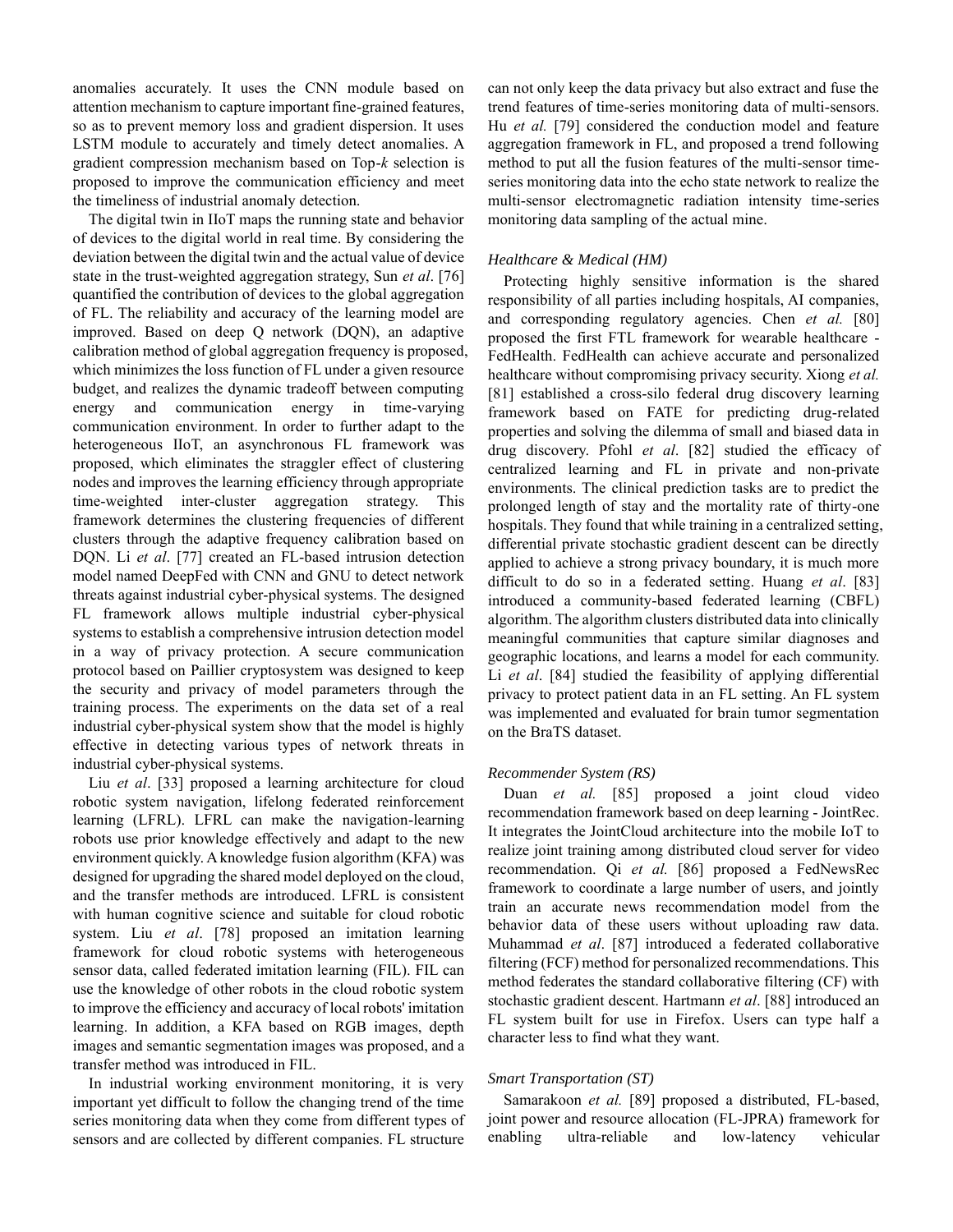anomalies accurately. It uses the CNN module based on attention mechanism to capture important fine-grained features, so as to prevent memory loss and gradient dispersion. It uses LSTM module to accurately and timely detect anomalies. A gradient compression mechanism based on Top-*k* selection is proposed to improve the communication efficiency and meet the timeliness of industrial anomaly detection.

The digital twin in IIoT maps the running state and behavior of devices to the digital world in real time. By considering the deviation between the digital twin and the actual value of device state in the trust-weighted aggregation strategy, Sun *et al*. [76] quantified the contribution of devices to the global aggregation of FL. The reliability and accuracy of the learning model are improved. Based on deep Q network (DQN), an adaptive calibration method of global aggregation frequency is proposed, which minimizes the loss function of FL under a given resource budget, and realizes the dynamic tradeoff between computing energy and communication energy in time-varying communication environment. In order to further adapt to the heterogeneous IIoT, an asynchronous FL framework was proposed, which eliminates the straggler effect of clustering nodes and improves the learning efficiency through appropriate time-weighted inter-cluster aggregation strategy. This framework determines the clustering frequencies of different clusters through the adaptive frequency calibration based on DQN. Li *et al*. [77] created an FL-based intrusion detection model named DeepFed with CNN and GNU to detect network threats against industrial cyber-physical systems. The designed FL framework allows multiple industrial cyber-physical systems to establish a comprehensive intrusion detection model in a way of privacy protection. A secure communication protocol based on Paillier cryptosystem was designed to keep the security and privacy of model parameters through the training process. The experiments on the data set of a real industrial cyber-physical system show that the model is highly effective in detecting various types of network threats in industrial cyber-physical systems.

Liu *et al*. [33] proposed a learning architecture for cloud robotic system navigation, lifelong federated reinforcement learning (LFRL). LFRL can make the navigation-learning robots use prior knowledge effectively and adapt to the new environment quickly. A knowledge fusion algorithm (KFA) was designed for upgrading the shared model deployed on the cloud, and the transfer methods are introduced. LFRL is consistent with human cognitive science and suitable for cloud robotic system. Liu *et al*. [78] proposed an imitation learning framework for cloud robotic systems with heterogeneous sensor data, called federated imitation learning (FIL). FIL can use the knowledge of other robots in the cloud robotic system to improve the efficiency and accuracy of local robots' imitation learning. In addition, a KFA based on RGB images, depth images and semantic segmentation images was proposed, and a transfer method was introduced in FIL.

In industrial working environment monitoring, it is very important yet difficult to follow the changing trend of the time series monitoring data when they come from different types of sensors and are collected by different companies. FL structure can not only keep the data privacy but also extract and fuse the trend features of time-series monitoring data of multi-sensors. Hu *et al.* [79] considered the conduction model and feature aggregation framework in FL, and proposed a trend following method to put all the fusion features of the multi-sensor time-series monitoring data into the echo state network to realize the multi-sensor electromagnetic radiation intensity time-series monitoring data sampling of the actual mine.

### *Healthcare & Medical (HM)*

Protecting highly sensitive information is the shared responsibility of all parties including hospitals, AI companies, and corresponding regulatory agencies. Chen *et al.* [80] proposed the first FTL framework for wearable healthcare - FedHealth. FedHealth can achieve accurate and personalized healthcare without compromising privacy security. Xiong *et al.* [81] established a cross-silo federal drug discovery learning framework based on FATE for predicting drug-related properties and solving the dilemma of small and biased data in drug discovery. Pfohl *et al*. [82] studied the efficacy of centralized learning and FL in private and non-private environments. The clinical prediction tasks are to predict the prolonged length of stay and the mortality rate of thirty-one hospitals. They found that while training in a centralized setting, differential private stochastic gradient descent can be directly applied to achieve a strong privacy boundary, it is much more difficult to do so in a federated setting. Huang *et al*. [83] introduced a community-based federated learning (CBFL) algorithm. The algorithm clusters distributed data into clinically meaningful communities that capture similar diagnoses and geographic locations, and learns a model for each community. Li *et al*. [84] studied the feasibility of applying differential privacy to protect patient data in an FL setting. An FL system was implemented and evaluated for brain tumor segmentation on the BraTS dataset.

### *Recommender System (RS)*

Duan *et al.* [85] proposed a joint cloud video recommendation framework based on deep learning - JointRec. It integrates the JointCloud architecture into the mobile IoT to realize joint training among distributed cloud server for video recommendation. Qi *et al.* [86] proposed a FedNewsRec framework to coordinate a large number of users, and jointly train an accurate news recommendation model from the behavior data of these users without uploading raw data. Muhammad *et al*. [87] introduced a federated collaborative filtering (FCF) method for personalized recommendations. This method federates the standard collaborative filtering (CF) with stochastic gradient descent. Hartmann *et al*. [88] introduced an FL system built for use in Firefox. Users can type half a character less to find what they want.

### *Smart Transportation (ST)*

Samarakoon *et al.* [89] proposed a distributed, FL-based, joint power and resource allocation (FL-JPRA) framework for enabling ultra-reliable and low-latency vehicular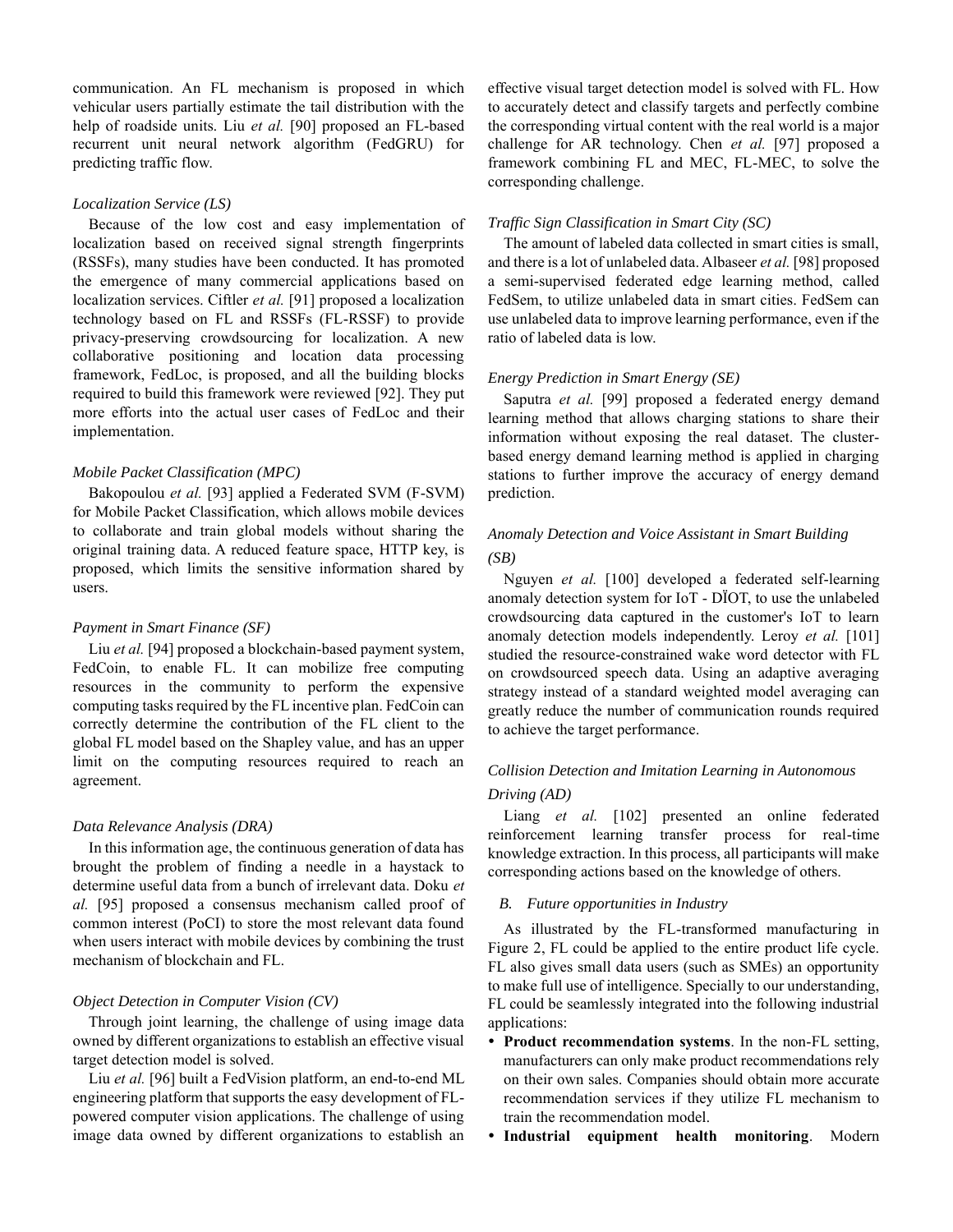communication. An FL mechanism is proposed in which vehicular users partially estimate the tail distribution with the help of roadside units. Liu *et al.* [90] proposed an FL-based recurrent unit neural network algorithm (FedGRU) for predicting traffic flow.

*Localization Service (LS)*

Because of the low cost and easy implementation of localization based on received signal strength fingerprints (RSSFs), many studies have been conducted. It has promoted the emergence of many commercial applications based on localization services. Ciftler *et al.* [91] proposed a localization technology based on FL and RSSFs (FL-RSSF) to provide privacy-preserving crowdsourcing for localization. A new collaborative positioning and location data processing framework, FedLoc, is proposed, and all the building blocks required to build this framework were reviewed [92]. They put more efforts into the actual user cases of FedLoc and their implementation.

*Mobile Packet Classification (MPC)*

Bakopoulou *et al.* [93] applied a Federated SVM (F-SVM) for Mobile Packet Classification, which allows mobile devices to collaborate and train global models without sharing the original training data. A reduced feature space, HTTP key, is proposed, which limits the sensitive information shared by users.

*Payment in Smart Finance (SF)*

Liu *et al.* [94] proposed a blockchain-based payment system, FedCoin, to enable FL. It can mobilize free computing resources in the community to perform the expensive computing tasks required by the FL incentive plan. FedCoin can correctly determine the contribution of the FL client to the global FL model based on the Shapley value, and has an upper limit on the computing resources required to reach an agreement.

*Data Relevance Analysis (DRA)*

In this information age, the continuous generation of data has brought the problem of finding a needle in a haystack to determine useful data from a bunch of irrelevant data. Doku *et al.* [95] proposed a consensus mechanism called proof of common interest (PoCI) to store the most relevant data found when users interact with mobile devices by combining the trust mechanism of blockchain and FL.

*Object Detection in Computer Vision (CV)*

Through joint learning, the challenge of using image data owned by different organizations to establish an effective visual target detection model is solved.

Liu *et al.* [96] built a FedVision platform, an end-to-end ML engineering platform that supports the easy development of FL-powered computer vision applications. The challenge of using image data owned by different organizations to establish an effective visual target detection model is solved with FL. How to accurately detect and classify targets and perfectly combine the corresponding virtual content with the real world is a major challenge for AR technology. Chen *et al.* [97] proposed a framework combining FL and MEC, FL-MEC, to solve the corresponding challenge.

*Traffic Sign Classification in Smart City (SC)*

The amount of labeled data collected in smart cities is small, and there is a lot of unlabeled data. Albaseer *et al.* [98] proposed a semi-supervised federated edge learning method, called FedSem, to utilize unlabeled data in smart cities. FedSem can use unlabeled data to improve learning performance, even if the ratio of labeled data is low.

*Energy Prediction in Smart Energy (SE)*

Saputra *et al.* [99] proposed a federated energy demand learning method that allows charging stations to share their information without exposing the real dataset. The cluster-based energy demand learning method is applied in charging stations to further improve the accuracy of energy demand prediction.

*Anomaly Detection and Voice Assistant in Smart Building (SB)*

Nguyen *et al.* [100] developed a federated self-learning anomaly detection system for IoT - DÏOT, to use the unlabeled crowdsourcing data captured in the customer's IoT to learn anomaly detection models independently. Leroy *et al.* [101] studied the resource-constrained wake word detector with FL on crowdsourced speech data. Using an adaptive averaging strategy instead of a standard weighted model averaging can greatly reduce the number of communication rounds required to achieve the target performance.

*Collision Detection and Imitation Learning in Autonomous Driving (AD)*

Liang *et al.* [102] presented an online federated reinforcement learning transfer process for real-time knowledge extraction. In this process, all participants will make corresponding actions based on the knowledge of others.

### *B. Future opportunities in Industry*

As illustrated by the FL-transformed manufacturing in Figure 2, FL could be applied to the entire product life cycle. FL also gives small data users (such as SMEs) an opportunity to make full use of intelligence. Specially to our understanding, FL could be seamlessly integrated into the following industrial applications:

- **Product recommendation systems**. In the non-FL setting, manufacturers can only make product recommendations rely on their own sales. Companies should obtain more accurate recommendation services if they utilize FL mechanism to train the recommendation model.
- **Industrial equipment health monitoring**. Modern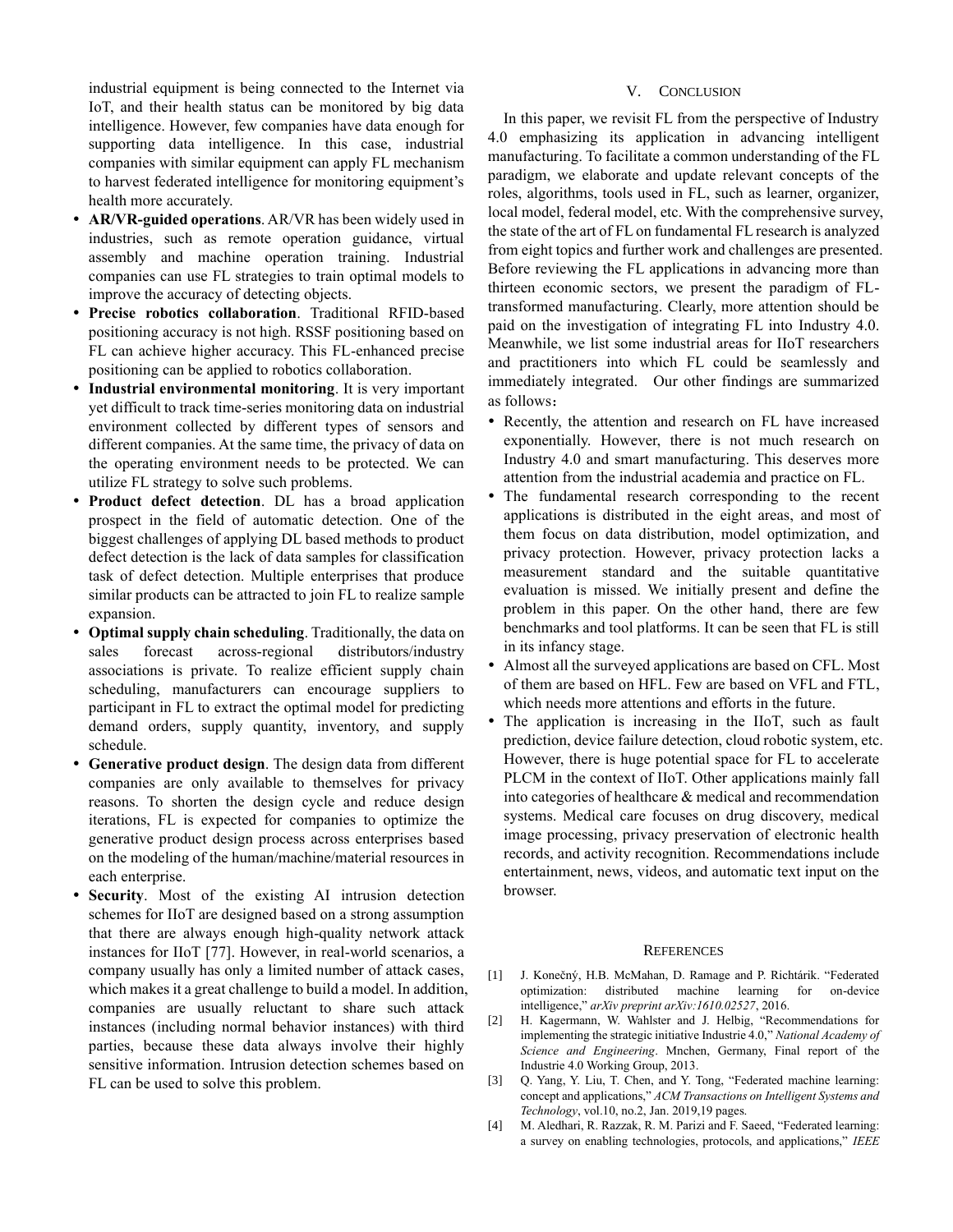industrial equipment is being connected to the Internet via IoT, and their health status can be monitored by big data intelligence. However, few companies have data enough for supporting data intelligence. In this case, industrial companies with similar equipment can apply FL mechanism to harvest federated intelligence for monitoring equipment's health more accurately.

- **AR/VR-guided operations**. AR/VR has been widely used in industries, such as remote operation guidance, virtual assembly and machine operation training. Industrial companies can use FL strategies to train optimal models to improve the accuracy of detecting objects.
- **Precise robotics collaboration**. Traditional RFID-based positioning accuracy is not high. RSSF positioning based on FL can achieve higher accuracy. This FL-enhanced precise positioning can be applied to robotics collaboration.
- **Industrial environmental monitoring**. It is very important yet difficult to track time-series monitoring data on industrial environment collected by different types of sensors and different companies. At the same time, the privacy of data on the operating environment needs to be protected. We can utilize FL strategy to solve such problems.
- **Product defect detection**. DL has a broad application prospect in the field of automatic detection. One of the biggest challenges of applying DL based methods to product defect detection is the lack of data samples for classification task of defect detection. Multiple enterprises that produce similar products can be attracted to join FL to realize sample expansion.
- **Optimal supply chain scheduling**. Traditionally, the data on sales forecast across-regional distributors/industry associations is private. To realize efficient supply chain scheduling, manufacturers can encourage suppliers to participant in FL to extract the optimal model for predicting demand orders, supply quantity, inventory, and supply schedule.
- **Generative product design**. The design data from different companies are only available to themselves for privacy reasons. To shorten the design cycle and reduce design iterations, FL is expected for companies to optimize the generative product design process across enterprises based on the modeling of the human/machine/material resources in each enterprise.
- **Security**. Most of the existing AI intrusion detection schemes for IIoT are designed based on a strong assumption that there are always enough high-quality network attack instances for IIoT [77]. However, in real-world scenarios, a company usually has only a limited number of attack cases, which makes it a great challenge to build a model. In addition, companies are usually reluctant to share such attack instances (including normal behavior instances) with third parties, because these data always involve their highly sensitive information. Intrusion detection schemes based on FL can be used to solve this problem.

# V. Conclusion

In this paper, we revisit FL from the perspective of Industry 4.0 emphasizing its application in advancing intelligent manufacturing. To facilitate a common understanding of the FL paradigm, we elaborate and update relevant concepts of the roles, algorithms, tools used in FL, such as learner, organizer, local model, federal model, etc. With the comprehensive survey, the state of the art of FL on fundamental FL research is analyzed from eight topics and further work and challenges are presented. Before reviewing the FL applications in advancing more than thirteen economic sectors, we present the paradigm of FL-transformed manufacturing. Clearly, more attention should be paid on the investigation of integrating FL into Industry 4.0. Meanwhile, we list some industrial areas for IIoT researchers and practitioners into which FL could be seamlessly and immediately integrated. Our other findings are summarized as follows：

- Recently, the attention and research on FL have increased exponentially. However, there is not much research on Industry 4.0 and smart manufacturing. This deserves more attention from the industrial academia and practice on FL.
- The fundamental research corresponding to the recent applications is distributed in the eight areas, and most of them focus on data distribution, model optimization, and privacy protection. However, privacy protection lacks a measurement standard and the suitable quantitative evaluation is missed. We initially present and define the problem in this paper. On the other hand, there are few benchmarks and tool platforms. It can be seen that FL is still in its infancy stage.
- Almost all the surveyed applications are based on CFL. Most of them are based on HFL. Few are based on VFL and FTL, which needs more attentions and efforts in the future.
- The application is increasing in the IIoT, such as fault prediction, device failure detection, cloud robotic system, etc. However, there is huge potential space for FL to accelerate PLCM in the context of IIoT. Other applications mainly fall into categories of healthcare & medical and recommendation systems. Medical care focuses on drug discovery, medical image processing, privacy preservation of electronic health records, and activity recognition. Recommendations include entertainment, news, videos, and automatic text input on the browser.

# References

[1] J. Konečný, H.B. McMahan, D. Ramage and P. Richtárik. "Federated optimization: distributed machine learning for on-device intelligence," *arXiv preprint arXiv:1610.02527*, 2016.

[2] H. Kagermann, W. Wahlster and J. Helbig, "Recommendations for implementing the strategic initiative Industrie 4.0," *National Academy of Science and Engineering*. Mnchen, Germany, Final report of the Industrie 4.0 Working Group, 2013.

[3] Q. Yang, Y. Liu, T. Chen, and Y. Tong, "Federated machine learning: concept and applications," *ACM Transactions on Intelligent Systems and Technology*, vol.10, no.2, Jan. 2019,19 pages.

[4] M. Aledhari, R. Razzak, R. M. Parizi and F. Saeed, "Federated learning: a survey on enabling technologies, protocols, and applications," *IEEE*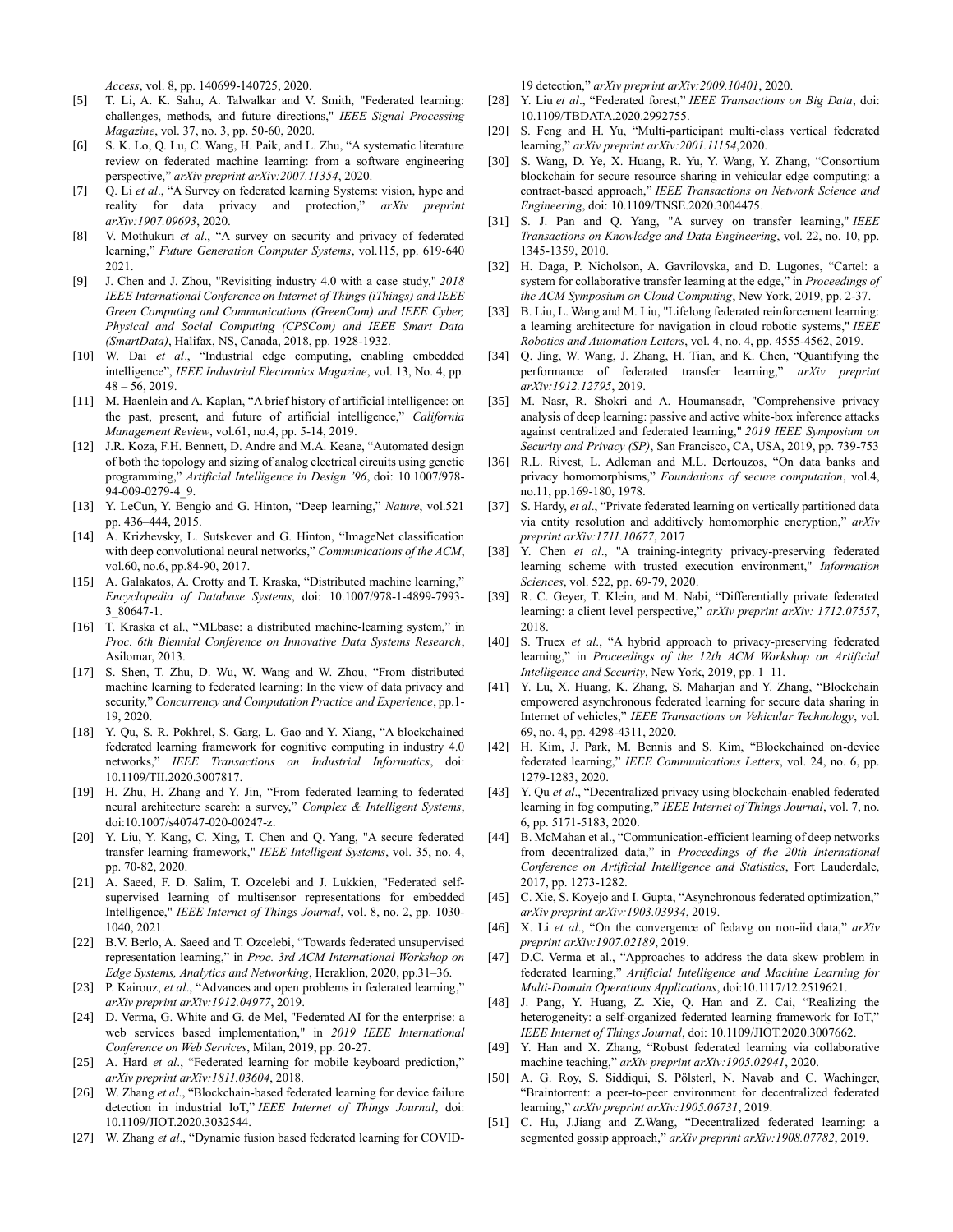*Access*, vol. 8, pp. 140699-140725, 2020.

[5] T. Li, A. K. Sahu, A. Talwalkar and V. Smith, "Federated learning: challenges, methods, and future directions," *IEEE Signal Processing Magazine*, vol. 37, no. 3, pp. 50-60, 2020.

[6] S. K. Lo, Q. Lu, C. Wang, H. Paik, and L. Zhu, "A systematic literature review on federated machine learning: from a software engineering perspective," *arXiv preprint arXiv:2007.11354*, 2020.

[7] Q. Li *et al*., "A Survey on federated learning Systems: vision, hype and reality for data privacy and protection," *arXiv preprint arXiv:1907.09693*, 2020.

[8] V. Mothukuri *et al*., "A survey on security and privacy of federated learning," *Future Generation Computer Systems*, vol.115, pp. 619-640 2021.

[9] J. Chen and J. Zhou, "Revisiting industry 4.0 with a case study," *2018 IEEE International Conference on Internet of Things (iThings) and IEEE Green Computing and Communications (GreenCom) and IEEE Cyber, Physical and Social Computing (CPSCom) and IEEE Smart Data (SmartData)*, Halifax, NS, Canada, 2018, pp. 1928-1932.

[10] W. Dai *et al*., "Industrial edge computing, enabling embedded intelligence", *IEEE Industrial Electronics Magazine*, vol. 13, No. 4, pp. 48 – 56, 2019.

[11] M. Haenlein and A. Kaplan, "A brief history of artificial intelligence: on the past, present, and future of artificial intelligence," *California Management Review*, vol.61, no.4, pp. 5-14, 2019.

[12] J.R. Koza, F.H. Bennett, D. Andre and M.A. Keane, "Automated design of both the topology and sizing of analog electrical circuits using genetic programming," *Artificial Intelligence in Design '96*, doi: 10.1007/978-94-009-0279-4_9.

[13] Y. LeCun, Y. Bengio and G. Hinton, "Deep learning," *Nature*, vol.521 pp. 436–444, 2015.

[14] A. Krizhevsky, L. Sutskever and G. Hinton, "ImageNet classification with deep convolutional neural networks," *Communications of the ACM*, vol.60, no.6, pp.84-90, 2017.

[15] A. Galakatos, A. Crotty and T. Kraska, "Distributed machine learning," *Encyclopedia of Database Systems*, doi: 10.1007/978-1-4899-7993-3_80647-1.

[16] T. Kraska et al., "MLbase: a distributed machine-learning system," in *Proc. 6th Biennial Conference on Innovative Data Systems Research*, Asilomar, 2013.

[17] S. Shen, T. Zhu, D. Wu, W. Wang and W. Zhou, "From distributed machine learning to federated learning: In the view of data privacy and security," *Concurrency and Computation Practice and Experience*, pp.1-19, 2020.

[18] Y. Qu, S. R. Pokhrel, S. Garg, L. Gao and Y. Xiang, "A blockchained federated learning framework for cognitive computing in industry 4.0 networks," *IEEE Transactions on Industrial Informatics*, doi: 10.1109/TII.2020.3007817.

[19] H. Zhu, H. Zhang and Y. Jin, "From federated learning to federated neural architecture search: a survey," *Complex & Intelligent Systems*, doi:10.1007/s40747-020-00247-z.

[20] Y. Liu, Y. Kang, C. Xing, T. Chen and Q. Yang, "A secure federated transfer learning framework," *IEEE Intelligent Systems*, vol. 35, no. 4, pp. 70-82, 2020.

[21] A. Saeed, F. D. Salim, T. Ozcelebi and J. Lukkien, "Federated self-supervised learning of multisensor representations for embedded Intelligence," *IEEE Internet of Things Journal*, vol. 8, no. 2, pp. 1030-1040, 2021.

[22] B.V. Berlo, A. Saeed and T. Ozcelebi, "Towards federated unsupervised representation learning," in *Proc. 3rd ACM International Workshop on Edge Systems, Analytics and Networking*, Heraklion, 2020, pp.31–36.

[23] P. Kairouz, *et al*., "Advances and open problems in federated learning," *arXiv preprint arXiv:1912.04977*, 2019.

[24] D. Verma, G. White and G. de Mel, "Federated AI for the enterprise: a web services based implementation," in *2019 IEEE International Conference on Web Services*, Milan, 2019, pp. 20-27.

[25] A. Hard *et al*., "Federated learning for mobile keyboard prediction," *arXiv preprint arXiv:1811.03604*, 2018.

[26] W. Zhang *et al*., "Blockchain-based federated learning for device failure detection in industrial IoT," *IEEE Internet of Things Journal*, doi: 10.1109/JIOT.2020.3032544.

[27] W. Zhang *et al*., "Dynamic fusion based federated learning for COVID-19 detection," *arXiv preprint arXiv:2009.10401*, 2020.

[28] Y. Liu *et al*., "Federated forest," *IEEE Transactions on Big Data*, doi: 10.1109/TBDATA.2020.2992755.

[29] S. Feng and H. Yu, "Multi-participant multi-class vertical federated learning," *arXiv preprint arXiv:2001.11154*,2020.

[30] S. Wang, D. Ye, X. Huang, R. Yu, Y. Wang, Y. Zhang, "Consortium blockchain for secure resource sharing in vehicular edge computing: a contract-based approach," *IEEE Transactions on Network Science and Engineering*, doi: 10.1109/TNSE.2020.3004475.

[31] S. J. Pan and Q. Yang, "A survey on transfer learning," *IEEE Transactions on Knowledge and Data Engineering*, vol. 22, no. 10, pp. 1345-1359, 2010.

[32] H. Daga, P. Nicholson, A. Gavrilovska, and D. Lugones, "Cartel: a system for collaborative transfer learning at the edge," in *Proceedings of the ACM Symposium on Cloud Computing*, New York, 2019, pp. 2-37.

[33] B. Liu, L. Wang and M. Liu, "Lifelong federated reinforcement learning: a learning architecture for navigation in cloud robotic systems," *IEEE Robotics and Automation Letters*, vol. 4, no. 4, pp. 4555-4562, 2019.

[34] Q. Jing, W. Wang, J. Zhang, H. Tian, and K. Chen, "Quantifying the performance of federated transfer learning," *arXiv preprint arXiv:1912.12795*, 2019.

[35] M. Nasr, R. Shokri and A. Houmansadr, "Comprehensive privacy analysis of deep learning: passive and active white-box inference attacks against centralized and federated learning," *2019 IEEE Symposium on Security and Privacy (SP)*, San Francisco, CA, USA, 2019, pp. 739-753

[36] R.L. Rivest, L. Adleman and M.L. Dertouzos, "On data banks and privacy homomorphisms," *Foundations of secure computation*, vol.4, no.11, pp.169-180, 1978.

[37] S. Hardy, *et al*., "Private federated learning on vertically partitioned data via entity resolution and additively homomorphic encryption," *arXiv preprint arXiv:1711.10677*, 2017

[38] Y. Chen *et al*., "A training-integrity privacy-preserving federated learning scheme with trusted execution environment," *Information Sciences*, vol. 522, pp. 69-79, 2020.

[39] R. C. Geyer, T. Klein, and M. Nabi, "Differentially private federated learning: a client level perspective," *arXiv preprint arXiv: 1712.07557*, 2018.

[40] S. Truex *et al*., "A hybrid approach to privacy-preserving federated learning," in *Proceedings of the 12th ACM Workshop on Artificial Intelligence and Security*, New York, 2019, pp. 1–11.

[41] Y. Lu, X. Huang, K. Zhang, S. Maharjan and Y. Zhang, "Blockchain empowered asynchronous federated learning for secure data sharing in Internet of vehicles," *IEEE Transactions on Vehicular Technology*, vol. 69, no. 4, pp. 4298-4311, 2020.

[42] H. Kim, J. Park, M. Bennis and S. Kim, "Blockchained on-device federated learning," *IEEE Communications Letters*, vol. 24, no. 6, pp. 1279-1283, 2020.

[43] Y. Qu *et al*., "Decentralized privacy using blockchain-enabled federated learning in fog computing," *IEEE Internet of Things Journal*, vol. 7, no. 6, pp. 5171-5183, 2020.

[44] B. McMahan et al., "Communication-efficient learning of deep networks from decentralized data," in *Proceedings of the 20th International Conference on Artificial Intelligence and Statistics*, Fort Lauderdale, 2017, pp. 1273-1282.

[45] C. Xie, S. Koyejo and I. Gupta, "Asynchronous federated optimization," *arXiv preprint arXiv:1903.03934*, 2019.

[46] X. Li *et al*., "On the convergence of fedavg on non-iid data," *arXiv preprint arXiv:1907.02189*, 2019.

[47] D.C. Verma et al., "Approaches to address the data skew problem in federated learning," *Artificial Intelligence and Machine Learning for Multi-Domain Operations Applications*, doi:10.1117/12.2519621.

[48] J. Pang, Y. Huang, Z. Xie, Q. Han and Z. Cai, "Realizing the heterogeneity: a self-organized federated learning framework for IoT," *IEEE Internet of Things Journal*, doi: 10.1109/JIOT.2020.3007662.

[49] Y. Han and X. Zhang, "Robust federated learning via collaborative machine teaching," *arXiv preprint arXiv:1905.02941*, 2020.

[50] A. G. Roy, S. Siddiqui, S. Pölsterl, N. Navab and C. Wachinger, "Braintorrent: a peer-to-peer environment for decentralized federated learning," *arXiv preprint arXiv:1905.06731*, 2019.

[51] C. Hu, J.Jiang and Z.Wang, "Decentralized federated learning: a segmented gossip approach," *arXiv preprint arXiv:1908.07782*, 2019.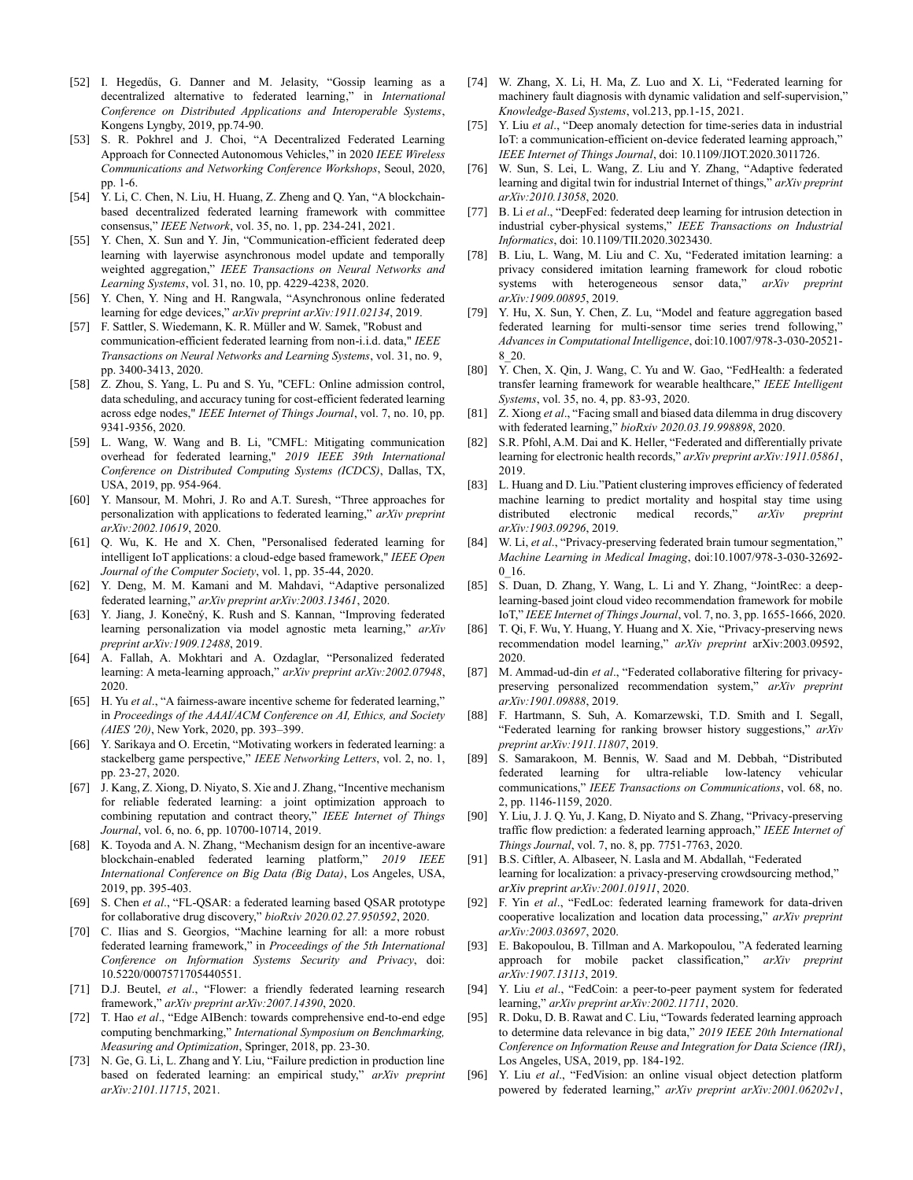[52] I. Hegedűs, G. Danner and M. Jelasity, "Gossip learning as a decentralized alternative to federated learning," in *International Conference on Distributed Applications and Interoperable Systems*, Kongens Lyngby, 2019, pp.74-90.

[53] S. R. Pokhrel and J. Choi, "A Decentralized Federated Learning Approach for Connected Autonomous Vehicles," in 2020 *IEEE Wireless Communications and Networking Conference Workshops*, Seoul, 2020, pp. 1-6.

[54] Y. Li, C. Chen, N. Liu, H. Huang, Z. Zheng and Q. Yan, "A blockchain-based decentralized federated learning framework with committee consensus," *IEEE Network*, vol. 35, no. 1, pp. 234-241, 2021.

[55] Y. Chen, X. Sun and Y. Jin, "Communication-efficient federated deep learning with layerwise asynchronous model update and temporally weighted aggregation," *IEEE Transactions on Neural Networks and Learning Systems*, vol. 31, no. 10, pp. 4229-4238, 2020.

[56] Y. Chen, Y. Ning and H. Rangwala, "Asynchronous online federated learning for edge devices," *arXiv preprint arXiv:1911.02134*, 2019.

[57] F. Sattler, S. Wiedemann, K. R. Müller and W. Samek, "Robust and communication-efficient federated learning from non-i.i.d. data," *IEEE Transactions on Neural Networks and Learning Systems*, vol. 31, no. 9, pp. 3400-3413, 2020.

[58] Z. Zhou, S. Yang, L. Pu and S. Yu, "CEFL: Online admission control, data scheduling, and accuracy tuning for cost-efficient federated learning across edge nodes," *IEEE Internet of Things Journal*, vol. 7, no. 10, pp. 9341-9356, 2020.

[59] L. Wang, W. Wang and B. Li, "CMFL: Mitigating communication overhead for federated learning," *2019 IEEE 39th International Conference on Distributed Computing Systems (ICDCS)*, Dallas, TX, USA, 2019, pp. 954-964.

[60] Y. Mansour, M. Mohri, J. Ro and A.T. Suresh, "Three approaches for personalization with applications to federated learning," *arXiv preprint arXiv:2002.10619*, 2020.

[61] Q. Wu, K. He and X. Chen, "Personalised federated learning for intelligent IoT applications: a cloud-edge based framework," *IEEE Open Journal of the Computer Society*, vol. 1, pp. 35-44, 2020.

[62] Y. Deng, M. M. Kamani and M. Mahdavi, "Adaptive personalized federated learning," *arXiv preprint arXiv:2003.13461*, 2020.

[63] Y. Jiang, J. Konečný, K. Rush and S. Kannan, "Improving federated learning personalization via model agnostic meta learning," *arXiv preprint arXiv:1909.12488*, 2019.

[64] A. Fallah, A. Mokhtari and A. Ozdaglar, "Personalized federated learning: A meta-learning approach," *arXiv preprint arXiv:2002.07948*, 2020.

[65] H. Yu *et al*., "A fairness-aware incentive scheme for federated learning," in *Proceedings of the AAAI/ACM Conference on AI, Ethics, and Society (AIES '20)*, New York, 2020, pp. 393–399.

[66] Y. Sarikaya and O. Ercetin, "Motivating workers in federated learning: a stackelberg game perspective," *IEEE Networking Letters*, vol. 2, no. 1, pp. 23-27, 2020.

[67] J. Kang, Z. Xiong, D. Niyato, S. Xie and J. Zhang, "Incentive mechanism for reliable federated learning: a joint optimization approach to combining reputation and contract theory," *IEEE Internet of Things Journal*, vol. 6, no. 6, pp. 10700-10714, 2019.

[68] K. Toyoda and A. N. Zhang, "Mechanism design for an incentive-aware blockchain-enabled federated learning platform," *2019 IEEE International Conference on Big Data (Big Data)*, Los Angeles, USA, 2019, pp. 395-403.

[69] S. Chen *et al*., "FL-QSAR: a federated learning based QSAR prototype for collaborative drug discovery," *bioRxiv 2020.02.27.950592*, 2020.

[70] C. Ilias and S. Georgios, "Machine learning for all: a more robust federated learning framework," in *Proceedings of the 5th International Conference on Information Systems Security and Privacy*, doi: 10.5220/0007571705440551.

[71] D.J. Beutel, *et al*., "Flower: a friendly federated learning research framework," *arXiv preprint arXiv:2007.14390*, 2020.

[72] T. Hao *et al*., "Edge AIBench: towards comprehensive end-to-end edge computing benchmarking," *International Symposium on Benchmarking, Measuring and Optimization*, Springer, 2018, pp. 23-30.

[73] N. Ge, G. Li, L. Zhang and Y. Liu, "Failure prediction in production line based on federated learning: an empirical study," *arXiv preprint arXiv:2101.11715*, 2021.

[74] W. Zhang, X. Li, H. Ma, Z. Luo and X. Li, "Federated learning for machinery fault diagnosis with dynamic validation and self-supervision," *Knowledge-Based Systems*, vol.213, pp.1-15, 2021.

[75] Y. Liu *et al*., "Deep anomaly detection for time-series data in industrial IoT: a communication-efficient on-device federated learning approach," *IEEE Internet of Things Journal*, doi: 10.1109/JIOT.2020.3011726.

[76] W. Sun, S. Lei, L. Wang, Z. Liu and Y. Zhang, "Adaptive federated learning and digital twin for industrial Internet of things," *arXiv preprint arXiv:2010.13058*, 2020.

[77] B. Li *et al*., "DeepFed: federated deep learning for intrusion detection in industrial cyber-physical systems," *IEEE Transactions on Industrial Informatics*, doi: 10.1109/TII.2020.3023430.

[78] B. Liu, L. Wang, M. Liu and C. Xu, "Federated imitation learning: a privacy considered imitation learning framework for cloud robotic systems with heterogeneous sensor data," *arXiv preprint arXiv:1909.00895*, 2019.

[79] Y. Hu, X. Sun, Y. Chen, Z. Lu, "Model and feature aggregation based federated learning for multi-sensor time series trend following," *Advances in Computational Intelligence*, doi:10.1007/978-3-030-20521-8_20.

[80] Y. Chen, X. Qin, J. Wang, C. Yu and W. Gao, "FedHealth: a federated transfer learning framework for wearable healthcare," *IEEE Intelligent Systems*, vol. 35, no. 4, pp. 83-93, 2020.

[81] Z. Xiong *et al*., "Facing small and biased data dilemma in drug discovery with federated learning," *bioRxiv 2020.03.19.998898*, 2020.

[82] S.R. Pfohl, A.M. Dai and K. Heller, "Federated and differentially private learning for electronic health records," *arXiv preprint arXiv:1911.05861*, 2019.

[83] L. Huang and D. Liu."Patient clustering improves efficiency of federated machine learning to predict mortality and hospital stay time using distributed electronic medical records," *arXiv preprint arXiv:1903.09296*, 2019.

[84] W. Li, *et al*., "Privacy-preserving federated brain tumour segmentation," *Machine Learning in Medical Imaging*, doi:10.1007/978-3-030-32692-0_16.

[85] S. Duan, D. Zhang, Y. Wang, L. Li and Y. Zhang, "JointRec: a deep-learning-based joint cloud video recommendation framework for mobile IoT," *IEEE Internet of Things Journal*, vol. 7, no. 3, pp. 1655-1666, 2020.

[86] T. Qi, F. Wu, Y. Huang, Y. Huang and X. Xie, "Privacy-preserving news recommendation model learning," *arXiv preprint* arXiv:2003.09592, 2020.

[87] M. Ammad-ud-din *et al*., "Federated collaborative filtering for privacy-preserving personalized recommendation system," *arXiv preprint arXiv:1901.09888*, 2019.

[88] F. Hartmann, S. Suh, A. Komarzewski, T.D. Smith and I. Segall, "Federated learning for ranking browser history suggestions," *arXiv preprint arXiv:1911.11807*, 2019.

[89] S. Samarakoon, M. Bennis, W. Saad and M. Debbah, "Distributed federated learning for ultra-reliable low-latency vehicular communications," *IEEE Transactions on Communications*, vol. 68, no. 2, pp. 1146-1159, 2020.

[90] Y. Liu, J. J. Q. Yu, J. Kang, D. Niyato and S. Zhang, "Privacy-preserving traffic flow prediction: a federated learning approach," *IEEE Internet of Things Journal*, vol. 7, no. 8, pp. 7751-7763, 2020.

[91] B.S. Ciftler, A. Albaseer, N. Lasla and M. Abdallah, "Federated learning for localization: a privacy-preserving crowdsourcing method," *arXiv preprint arXiv:2001.01911*, 2020.

[92] F. Yin *et al*., "FedLoc: federated learning framework for data-driven cooperative localization and location data processing," *arXiv preprint arXiv:2003.03697*, 2020.

[93] E. Bakopoulou, B. Tillman and A. Markopoulou, "A federated learning approach for mobile packet classification," *arXiv preprint arXiv:1907.13113*, 2019.

[94] Y. Liu *et al*., "FedCoin: a peer-to-peer payment system for federated learning," *arXiv preprint arXiv:2002.11711*, 2020.

[95] R. Doku, D. B. Rawat and C. Liu, "Towards federated learning approach to determine data relevance in big data," *2019 IEEE 20th International Conference on Information Reuse and Integration for Data Science (IRI)*, Los Angeles, USA, 2019, pp. 184-192.

[96] Y. Liu *et al*., "FedVision: an online visual object detection platform powered by federated learning," *arXiv preprint arXiv:2001.06202v1*,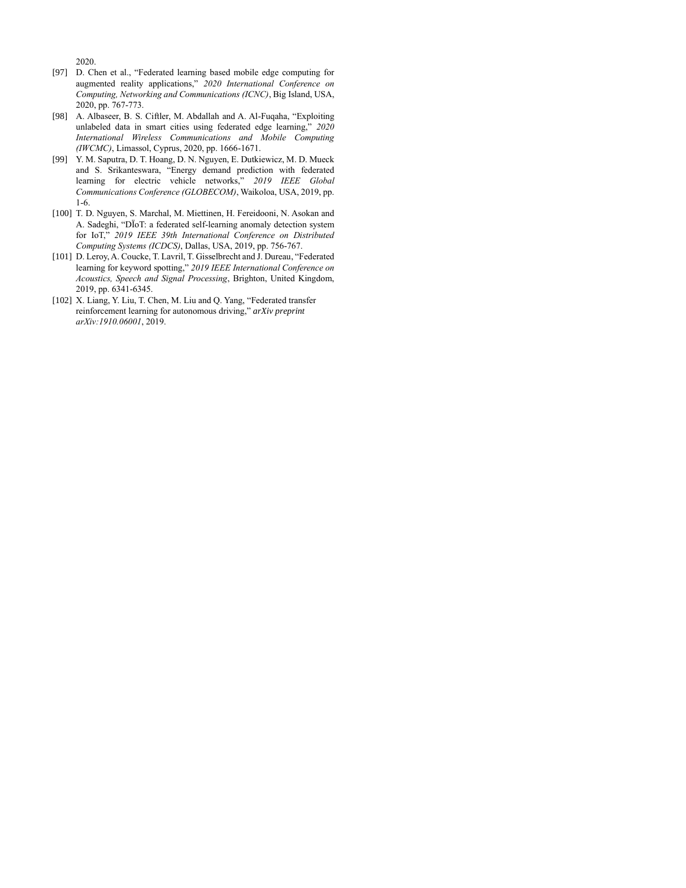2020.

[97] D. Chen et al., "Federated learning based mobile edge computing for augmented reality applications," *2020 International Conference on Computing, Networking and Communications (ICNC)*, Big Island, USA, 2020, pp. 767-773.

[98] A. Albaseer, B. S. Ciftler, M. Abdallah and A. Al-Fuqaha, "Exploiting unlabeled data in smart cities using federated edge learning," *2020 International Wireless Communications and Mobile Computing (IWCMC)*, Limassol, Cyprus, 2020, pp. 1666-1671.

[99] Y. M. Saputra, D. T. Hoang, D. N. Nguyen, E. Dutkiewicz, M. D. Mueck and S. Srikanteswara, "Energy demand prediction with federated learning for electric vehicle networks," *2019 IEEE Global Communications Conference (GLOBECOM)*, Waikoloa, USA, 2019, pp. 1-6.

[100] T. D. Nguyen, S. Marchal, M. Miettinen, H. Fereidooni, N. Asokan and A. Sadeghi, "DÏoT: a federated self-learning anomaly detection system for IoT," *2019 IEEE 39th International Conference on Distributed Computing Systems (ICDCS)*, Dallas, USA, 2019, pp. 756-767.

[101] D. Leroy, A. Coucke, T. Lavril, T. Gisselbrecht and J. Dureau, "Federated learning for keyword spotting," *2019 IEEE International Conference on Acoustics, Speech and Signal Processing*, Brighton, United Kingdom, 2019, pp. 6341-6345.

[102] X. Liang, Y. Liu, T. Chen, M. Liu and Q. Yang, "Federated transfer reinforcement learning for autonomous driving," *arXiv preprint arXiv:1910.06001*, 2019.